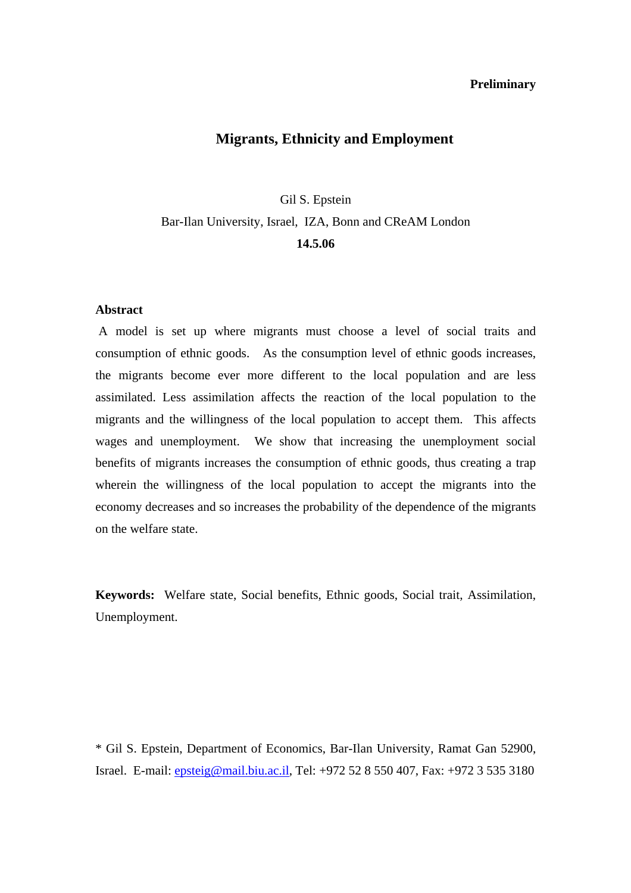**Preliminary**

# Migrants, Ethnicity and Employment

Gil S. Epstein

Bar-Ilan University, Israel, IZA, Bonn and CReAM London

**14.5.06**

**Abstract**

A model is set up where migrants must choose a level of social traits and consumption of ethnic goods. As the consumption level of ethnic goods increases, the migrants become ever more different to the local population and are less assimilated. Less assimilation affects the reaction of the local population to the migrants and the willingness of the local population to accept them. This affects wages and unemployment. We show that increasing the unemployment social benefits of migrants increases the consumption of ethnic goods, thus creating a trap wherein the willingness of the local population to accept the migrants into the economy decreases and so increases the probability of the dependence of the migrants on the welfare state.

**Keywords:** Welfare state, Social benefits, Ethnic goods, Social trait, Assimilation, Unemployment.

\* Gil S. Epstein, Department of Economics, Bar-Ilan University, Ramat Gan 52900, Israel. E-mail: epsteig@mail.biu.ac.il, Tel: +972 52 8 550 407, Fax: +972 3 535 3180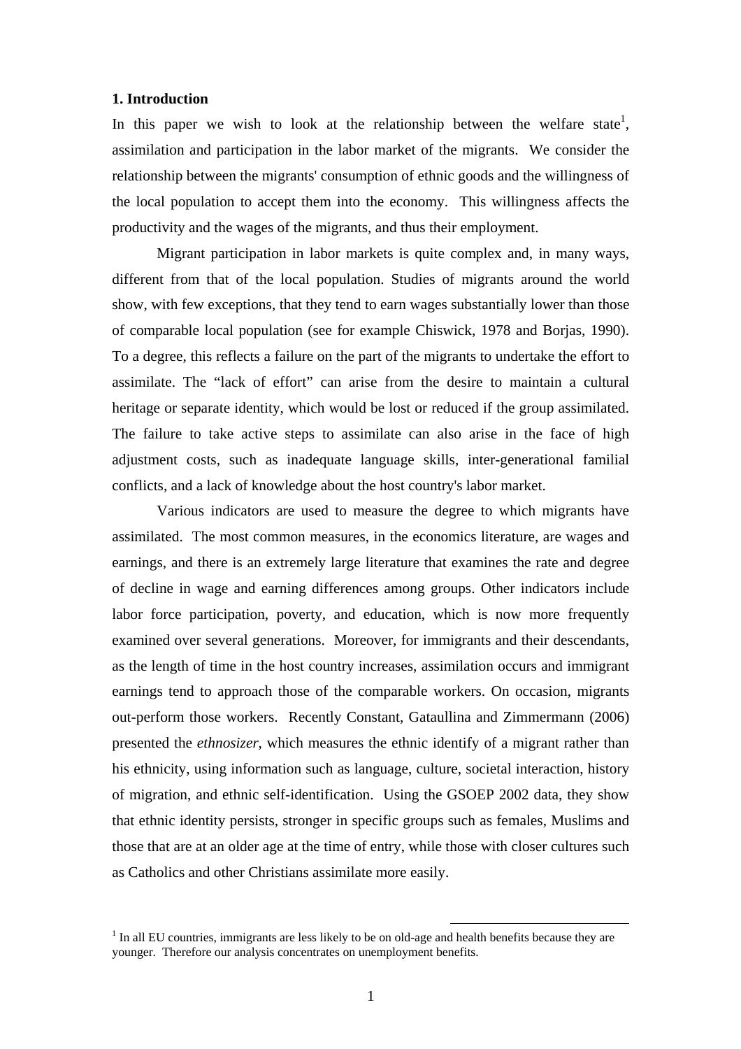**1. Introduction**

In this paper we wish to look at the relationship between the welfare state[1], assimilation and participation in the labor market of the migrants. We consider the relationship between the migrants' consumption of ethnic goods and the willingness of the local population to accept them into the economy. This willingness affects the productivity and the wages of the migrants, and thus their employment.

Migrant participation in labor markets is quite complex and, in many ways, different from that of the local population. Studies of migrants around the world show, with few exceptions, that they tend to earn wages substantially lower than those of comparable local population (see for example Chiswick, 1978 and Borjas, 1990). To a degree, this reflects a failure on the part of the migrants to undertake the effort to assimilate. The "lack of effort" can arise from the desire to maintain a cultural heritage or separate identity, which would be lost or reduced if the group assimilated. The failure to take active steps to assimilate can also arise in the face of high adjustment costs, such as inadequate language skills, inter-generational familial conflicts, and a lack of knowledge about the host country's labor market.

Various indicators are used to measure the degree to which migrants have assimilated. The most common measures, in the economics literature, are wages and earnings, and there is an extremely large literature that examines the rate and degree of decline in wage and earning differences among groups. Other indicators include labor force participation, poverty, and education, which is now more frequently examined over several generations. Moreover, for immigrants and their descendants, as the length of time in the host country increases, assimilation occurs and immigrant earnings tend to approach those of the comparable workers. On occasion, migrants out-perform those workers. Recently Constant, Gataullina and Zimmermann (2006) presented the *ethnosizer*, which measures the ethnic identify of a migrant rather than his ethnicity, using information such as language, culture, societal interaction, history of migration, and ethnic self-identification. Using the GSOEP 2002 data, they show that ethnic identity persists, stronger in specific groups such as females, Muslims and those that are at an older age at the time of entry, while those with closer cultures such as Catholics and other Christians assimilate more easily.

---

[1] In all EU countries, immigrants are less likely to be on old-age and health benefits because they are younger. Therefore our analysis concentrates on unemployment benefits.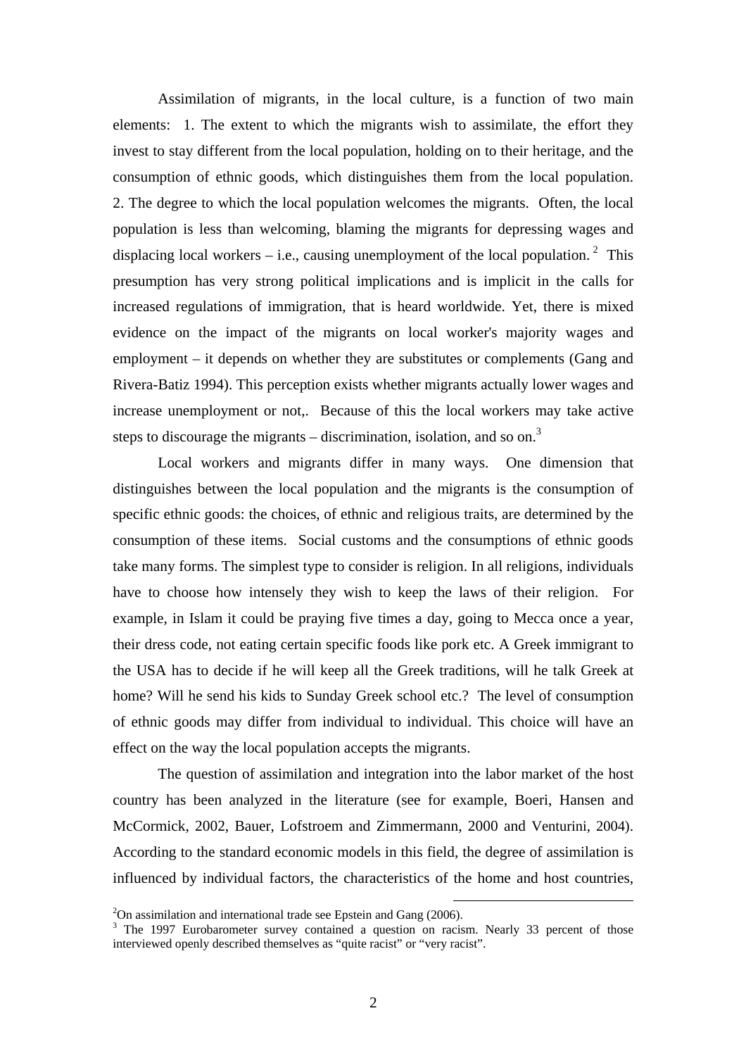Assimilation of migrants, in the local culture, is a function of two main elements: 1. The extent to which the migrants wish to assimilate, the effort they invest to stay different from the local population, holding on to their heritage, and the consumption of ethnic goods, which distinguishes them from the local population. 2. The degree to which the local population welcomes the migrants. Often, the local population is less than welcoming, blaming the migrants for depressing wages and displacing local workers – i.e., causing unemployment of the local population.[2] This presumption has very strong political implications and is implicit in the calls for increased regulations of immigration, that is heard worldwide. Yet, there is mixed evidence on the impact of the migrants on local worker's majority wages and employment – it depends on whether they are substitutes or complements (Gang and Rivera-Batiz 1994). This perception exists whether migrants actually lower wages and increase unemployment or not,. Because of this the local workers may take active steps to discourage the migrants – discrimination, isolation, and so on.[3]

Local workers and migrants differ in many ways. One dimension that distinguishes between the local population and the migrants is the consumption of specific ethnic goods: the choices, of ethnic and religious traits, are determined by the consumption of these items. Social customs and the consumptions of ethnic goods take many forms. The simplest type to consider is religion. In all religions, individuals have to choose how intensely they wish to keep the laws of their religion. For example, in Islam it could be praying five times a day, going to Mecca once a year, their dress code, not eating certain specific foods like pork etc. A Greek immigrant to the USA has to decide if he will keep all the Greek traditions, will he talk Greek at home? Will he send his kids to Sunday Greek school etc.? The level of consumption of ethnic goods may differ from individual to individual. This choice will have an effect on the way the local population accepts the migrants.

The question of assimilation and integration into the labor market of the host country has been analyzed in the literature (see for example, Boeri, Hansen and McCormick, 2002, Bauer, Lofstroem and Zimmermann, 2000 and Venturini, 2004). According to the standard economic models in this field, the degree of assimilation is influenced by individual factors, the characteristics of the home and host countries,

---

[2] On assimilation and international trade see Epstein and Gang (2006).

[3] The 1997 Eurobarometer survey contained a question on racism. Nearly 33 percent of those interviewed openly described themselves as "quite racist" or "very racist".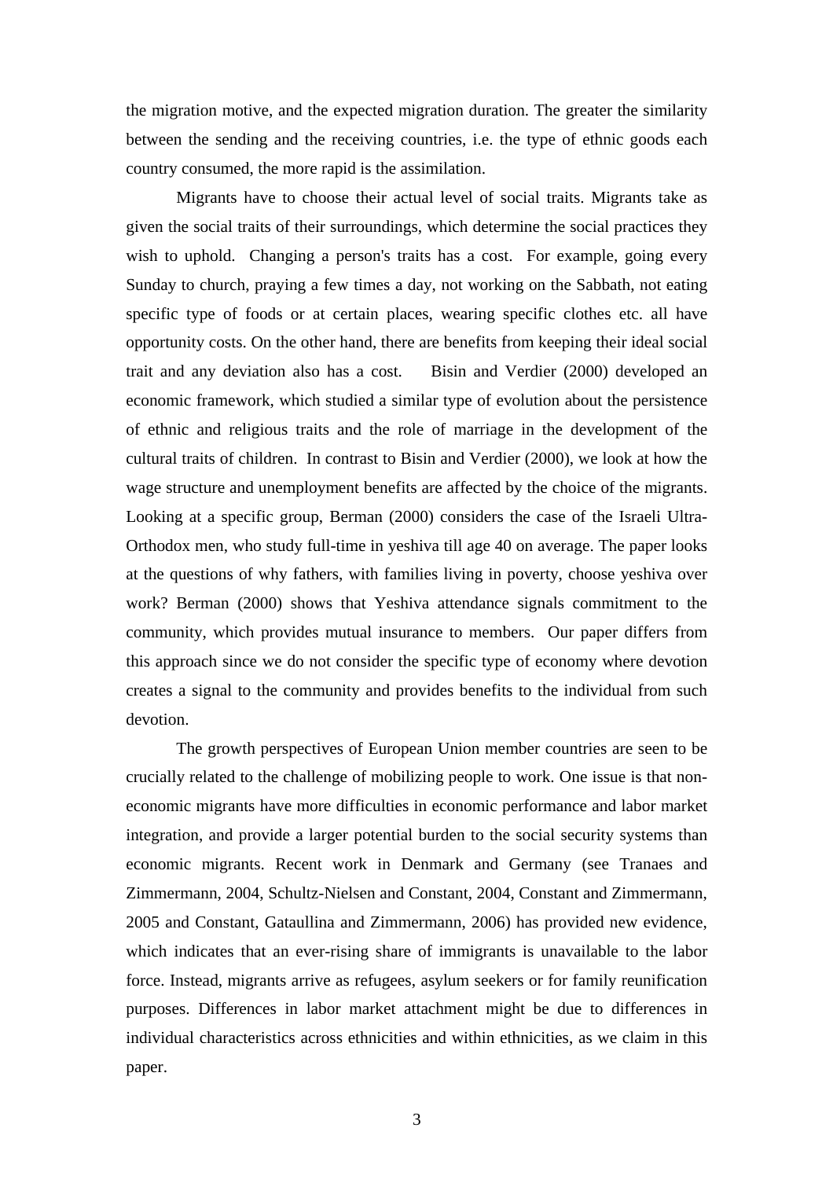the migration motive, and the expected migration duration. The greater the similarity between the sending and the receiving countries, i.e. the type of ethnic goods each country consumed, the more rapid is the assimilation.

Migrants have to choose their actual level of social traits. Migrants take as given the social traits of their surroundings, which determine the social practices they wish to uphold. Changing a person's traits has a cost. For example, going every Sunday to church, praying a few times a day, not working on the Sabbath, not eating specific type of foods or at certain places, wearing specific clothes etc. all have opportunity costs. On the other hand, there are benefits from keeping their ideal social trait and any deviation also has a cost. Bisin and Verdier (2000) developed an economic framework, which studied a similar type of evolution about the persistence of ethnic and religious traits and the role of marriage in the development of the cultural traits of children. In contrast to Bisin and Verdier (2000), we look at how the wage structure and unemployment benefits are affected by the choice of the migrants. Looking at a specific group, Berman (2000) considers the case of the Israeli Ultra-Orthodox men, who study full-time in yeshiva till age 40 on average. The paper looks at the questions of why fathers, with families living in poverty, choose yeshiva over work? Berman (2000) shows that Yeshiva attendance signals commitment to the community, which provides mutual insurance to members. Our paper differs from this approach since we do not consider the specific type of economy where devotion creates a signal to the community and provides benefits to the individual from such devotion.

The growth perspectives of European Union member countries are seen to be crucially related to the challenge of mobilizing people to work. One issue is that non-economic migrants have more difficulties in economic performance and labor market integration, and provide a larger potential burden to the social security systems than economic migrants. Recent work in Denmark and Germany (see Tranaes and Zimmermann, 2004, Schultz-Nielsen and Constant, 2004, Constant and Zimmermann, 2005 and Constant, Gataullina and Zimmermann, 2006) has provided new evidence, which indicates that an ever-rising share of immigrants is unavailable to the labor force. Instead, migrants arrive as refugees, asylum seekers or for family reunification purposes. Differences in labor market attachment might be due to differences in individual characteristics across ethnicities and within ethnicities, as we claim in this paper.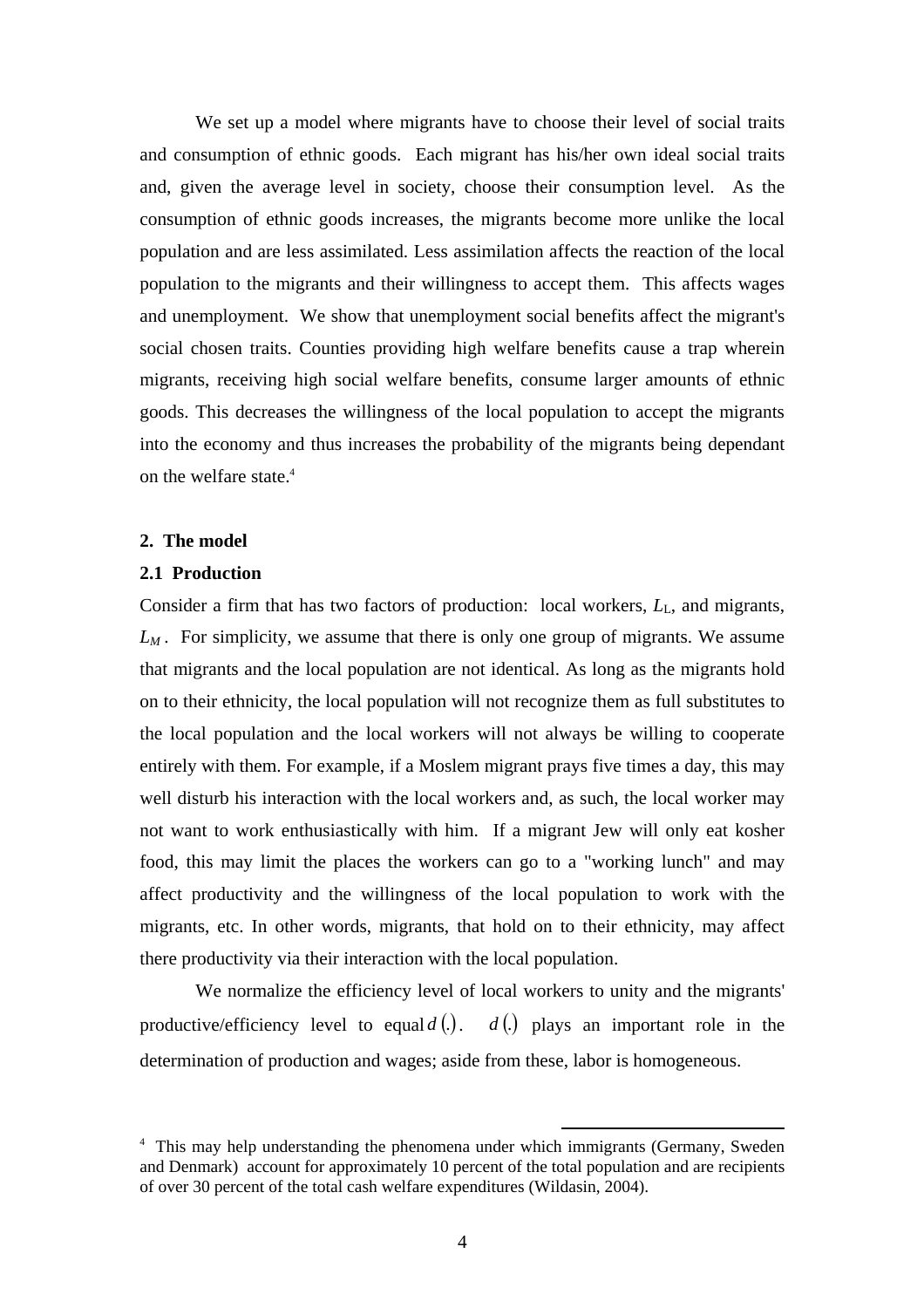We set up a model where migrants have to choose their level of social traits and consumption of ethnic goods. Each migrant has his/her own ideal social traits and, given the average level in society, choose their consumption level. As the consumption of ethnic goods increases, the migrants become more unlike the local population and are less assimilated. Less assimilation affects the reaction of the local population to the migrants and their willingness to accept them. This affects wages and unemployment. We show that unemployment social benefits affect the migrant's social chosen traits. Counties providing high welfare benefits cause a trap wherein migrants, receiving high social welfare benefits, consume larger amounts of ethnic goods. This decreases the willingness of the local population to accept the migrants into the economy and thus increases the probability of the migrants being dependant on the welfare state.[4]

**2. The model**

**2.1 Production**

Consider a firm that has two factors of production: local workers, $L_L$, and migrants, $L_M$. For simplicity, we assume that there is only one group of migrants. We assume that migrants and the local population are not identical. As long as the migrants hold on to their ethnicity, the local population will not recognize them as full substitutes to the local population and the local workers will not always be willing to cooperate entirely with them. For example, if a Moslem migrant prays five times a day, this may well disturb his interaction with the local workers and, as such, the local worker may not want to work enthusiastically with him. If a migrant Jew will only eat kosher food, this may limit the places the workers can go to a "working lunch" and may affect productivity and the willingness of the local population to work with the migrants, etc. In other words, migrants, that hold on to their ethnicity, may affect there productivity via their interaction with the local population.

We normalize the efficiency level of local workers to unity and the migrants' productive/efficiency level to equal $d(.)$. $d(.)$ plays an important role in the determination of production and wages; aside from these, labor is homogeneous.

[4] This may help understanding the phenomena under which immigrants (Germany, Sweden and Denmark) account for approximately 10 percent of the total population and are recipients of over 30 percent of the total cash welfare expenditures (Wildasin, 2004).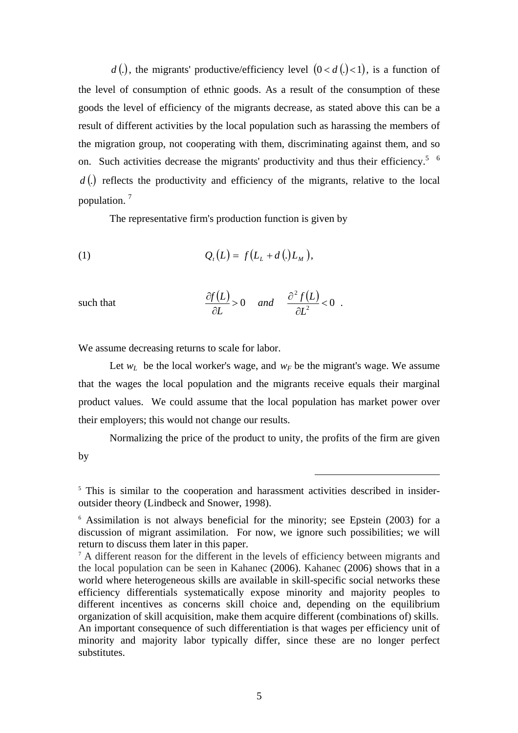$d(.)$, the migrants' productive/efficiency level $(0 < d(.) < 1)$, is a function of the level of consumption of ethnic goods. As a result of the consumption of these goods the level of efficiency of the migrants decrease, as stated above this can be a result of different activities by the local population such as harassing the members of the migration group, not cooperating with them, discriminating against them, and so on. Such activities decrease the migrants' productivity and thus their efficiency.[5] [6] $d(.)$ reflects the productivity and efficiency of the migrants, relative to the local population. [7]

The representative firm's production function is given by

$$(1) \qquad Q_t(L) = f(L_L + d(.)L_M),$$

such that
$$\frac{\partial f(L)}{\partial L} > 0 \quad and \quad \frac{\partial^2 f(L)}{\partial L^2} < 0 \ .$$

We assume decreasing returns to scale for labor.

Let $w_L$ be the local worker's wage, and $w_F$ be the migrant's wage. We assume that the wages the local population and the migrants receive equals their marginal product values. We could assume that the local population has market power over their employers; this would not change our results.

Normalizing the price of the product to unity, the profits of the firm are given by

---

[5] This is similar to the cooperation and harassment activities described in insider-outsider theory (Lindbeck and Snower, 1998).

[6] Assimilation is not always beneficial for the minority; see Epstein (2003) for a discussion of migrant assimilation. For now, we ignore such possibilities; we will return to discuss them later in this paper.

[7] A different reason for the different in the levels of efficiency between migrants and the local population can be seen in Kahanec (2006). Kahanec (2006) shows that in a world where heterogeneous skills are available in skill-specific social networks these efficiency differentials systematically expose minority and majority peoples to different incentives as concerns skill choice and, depending on the equilibrium organization of skill acquisition, make them acquire different (combinations of) skills. An important consequence of such differentiation is that wages per efficiency unit of minority and majority labor typically differ, since these are no longer perfect substitutes.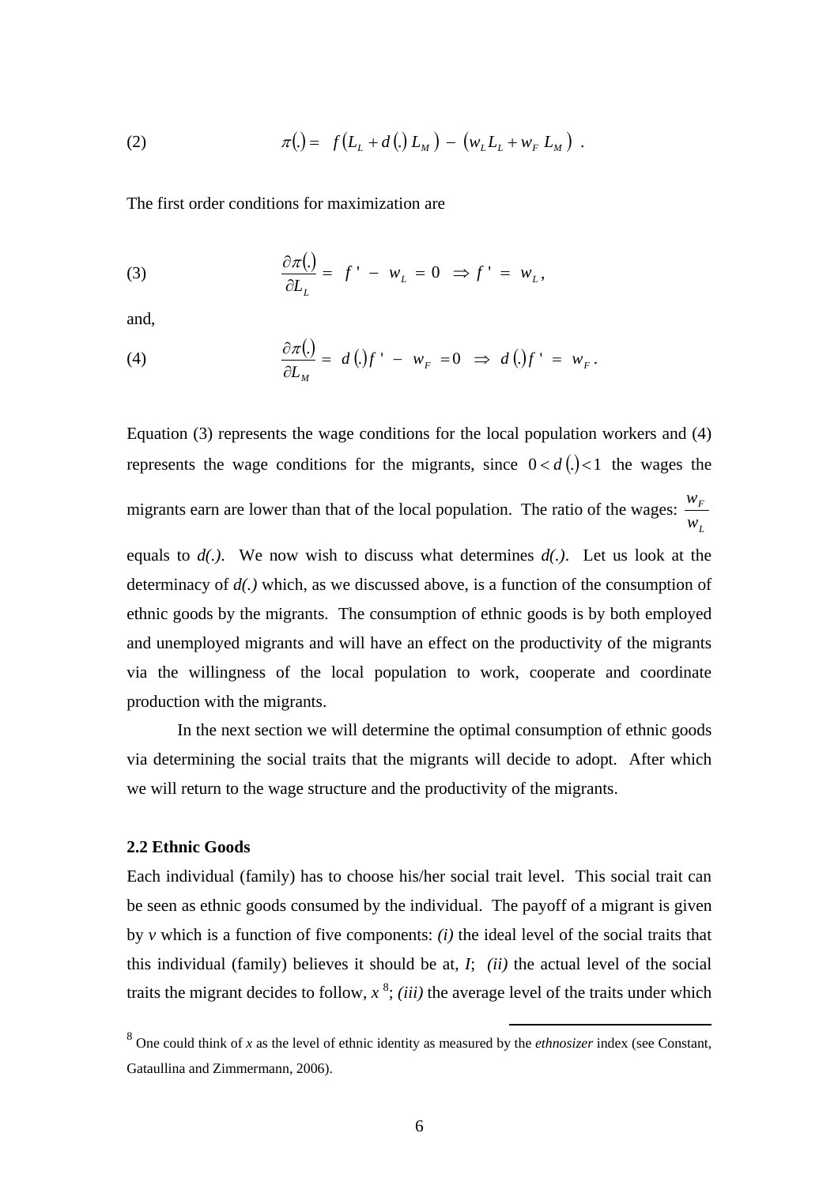$$\pi(.) = f\left(L_L + d(.)\, L_M\right) - \left(w_L L_L + w_F\, L_M\right) \quad (2)$$

The first order conditions for maximization are

$$\frac{\partial \pi(.)}{\partial L_L} = f' - w_L = 0 \;\Rightarrow f' = w_L, \quad (3)$$

and,

$$\frac{\partial \pi(.)}{\partial L_M} = d(.) f' - w_F = 0 \;\Rightarrow\; d(.) f' = w_F. \quad (4)$$

Equation (3) represents the wage conditions for the local population workers and (4) represents the wage conditions for the migrants, since $0 < d(.) < 1$ the wages the migrants earn are lower than that of the local population. The ratio of the wages: $\frac{w_F}{w_L}$ equals to *d(.)*. We now wish to discuss what determines *d(.)*. Let us look at the determinacy of *d(.)* which, as we discussed above, is a function of the consumption of ethnic goods by the migrants. The consumption of ethnic goods is by both employed and unemployed migrants and will have an effect on the productivity of the migrants via the willingness of the local population to work, cooperate and coordinate production with the migrants.

In the next section we will determine the optimal consumption of ethnic goods via determining the social traits that the migrants will decide to adopt. After which we will return to the wage structure and the productivity of the migrants.

### 2.2 Ethnic Goods

Each individual (family) has to choose his/her social trait level. This social trait can be seen as ethnic goods consumed by the individual. The payoff of a migrant is given by *v* which is a function of five components: *(i)* the ideal level of the social traits that this individual (family) believes it should be at, *I*; *(ii)* the actual level of the social traits the migrant decides to follow, *x* [8]; *(iii)* the average level of the traits under which

[8] One could think of *x* as the level of ethnic identity as measured by the *ethnosizer* index (see Constant, Gataullina and Zimmermann, 2006).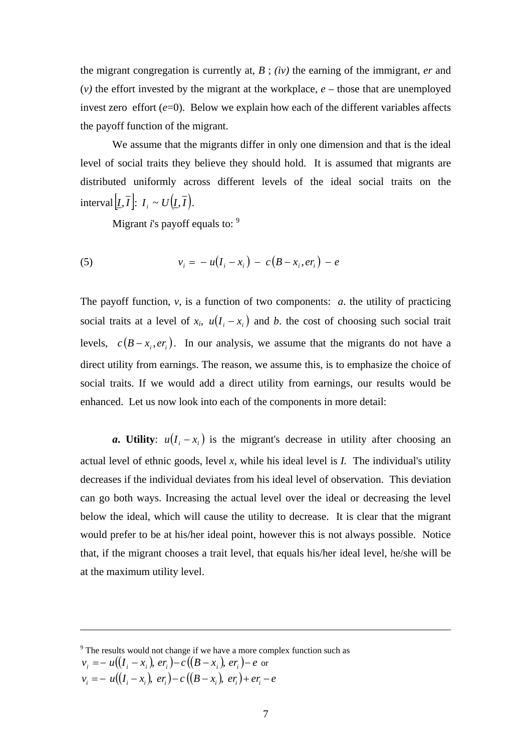the migrant congregation is currently at, $B$ ; *(iv)* the earning of the immigrant, *er* and (*v)* the effort invested by the migrant at the workplace, $e$ – those that are unemployed invest zero effort ($e$=0). Below we explain how each of the different variables affects the payoff function of the migrant.

We assume that the migrants differ in only one dimension and that is the ideal level of social traits they believe they should hold. It is assumed that migrants are distributed uniformly across different levels of the ideal social traits on the interval $\left[\underline{I}, \overline{I}\right]$: $I_i \sim U\left(\underline{I}, \overline{I}\right)$.

Migrant *i*'s payoff equals to: [9]

$$(5) \qquad v_i = -u\left(I_i - x_i\right) - c\left(B - x_i, er_i\right) - e$$

The payoff function, $v$, is a function of two components: *a*. the utility of practicing social traits at a level of $x_i$, $u\left(I_i - x_i\right)$ and *b*. the cost of choosing such social trait levels, $c\left(B - x_i, er_i\right)$. In our analysis, we assume that the migrants do not have a direct utility from earnings. The reason, we assume this, is to emphasize the choice of social traits. If we would add a direct utility from earnings, our results would be enhanced. Let us now look into each of the components in more detail:

***a*. Utility**: $u\left(I_i - x_i\right)$ is the migrant's decrease in utility after choosing an actual level of ethnic goods, level $x$, while his ideal level is $I$. The individual's utility decreases if the individual deviates from his ideal level of observation. This deviation can go both ways. Increasing the actual level over the ideal or decreasing the level below the ideal, which will cause the utility to decrease. It is clear that the migrant would prefer to be at his/her ideal point, however this is not always possible. Notice that, if the migrant chooses a trait level, that equals his/her ideal level, he/she will be at the maximum utility level.

---

[9] The results would not change if we have a more complex function such as
$v_i = -u\left(\left(I_i - x_i\right), er_i\right) - c\left(\left(B - x_i\right), er_i\right) - e$ or
$v_i = -u\left(\left(I_i - x_i\right), er_i\right) - c\left(\left(B - x_i\right), er_i\right) + er_i - e$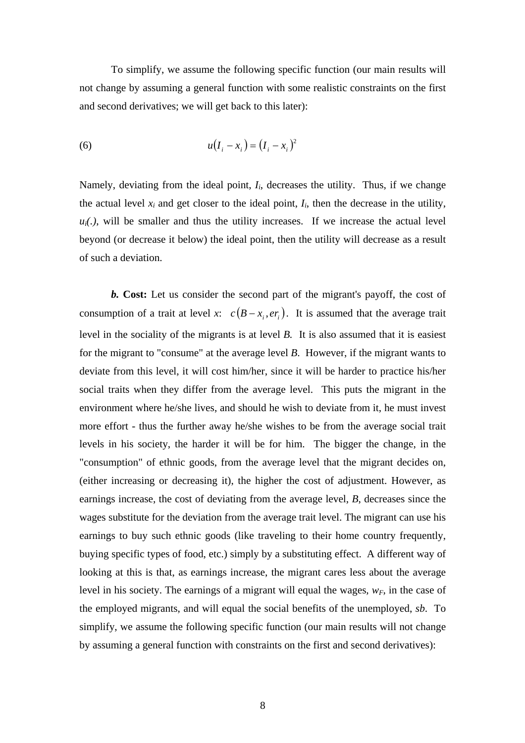To simplify, we assume the following specific function (our main results will not change by assuming a general function with some realistic constraints on the first and second derivatives; we will get back to this later):

$$u(I_i - x_i) = (I_i - x_i)^2 \qquad (6)$$

Namely, deviating from the ideal point, $I_i$, decreases the utility. Thus, if we change the actual level $x_i$ and get closer to the ideal point, $I_i$, then the decrease in the utility, $u_i(.)$, will be smaller and thus the utility increases. If we increase the actual level beyond (or decrease it below) the ideal point, then the utility will decrease as a result of such a deviation.

***b.*** **Cost:** Let us consider the second part of the migrant's payoff, the cost of consumption of a trait at level *x*: $c(B - x_i, er_i)$. It is assumed that the average trait level in the sociality of the migrants is at level *B*. It is also assumed that it is easiest for the migrant to "consume" at the average level *B*. However, if the migrant wants to deviate from this level, it will cost him/her, since it will be harder to practice his/her social traits when they differ from the average level. This puts the migrant in the environment where he/she lives, and should he wish to deviate from it, he must invest more effort - thus the further away he/she wishes to be from the average social trait levels in his society, the harder it will be for him. The bigger the change, in the "consumption" of ethnic goods, from the average level that the migrant decides on, (either increasing or decreasing it), the higher the cost of adjustment. However, as earnings increase, the cost of deviating from the average level, *B*, decreases since the wages substitute for the deviation from the average trait level. The migrant can use his earnings to buy such ethnic goods (like traveling to their home country frequently, buying specific types of food, etc.) simply by a substituting effect. A different way of looking at this is that, as earnings increase, the migrant cares less about the average level in his society. The earnings of a migrant will equal the wages, $w_F$, in the case of the employed migrants, and will equal the social benefits of the unemployed, *sb*. To simplify, we assume the following specific function (our main results will not change by assuming a general function with constraints on the first and second derivatives):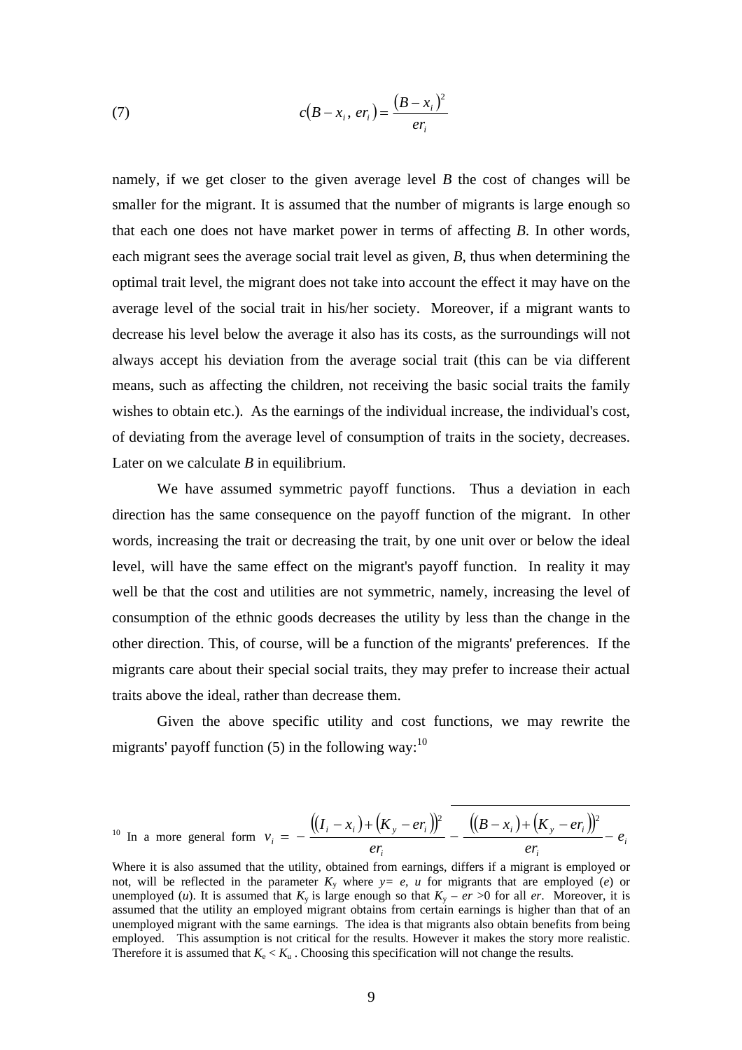$$c(B - x_i,\ er_i) = \frac{(B - x_i)^2}{er_i} \tag{7}$$

namely, if we get closer to the given average level $B$ the cost of changes will be smaller for the migrant. It is assumed that the number of migrants is large enough so that each one does not have market power in terms of affecting $B$. In other words, each migrant sees the average social trait level as given, $B$, thus when determining the optimal trait level, the migrant does not take into account the effect it may have on the average level of the social trait in his/her society. Moreover, if a migrant wants to decrease his level below the average it also has its costs, as the surroundings will not always accept his deviation from the average social trait (this can be via different means, such as affecting the children, not receiving the basic social traits the family wishes to obtain etc.). As the earnings of the individual increase, the individual's cost, of deviating from the average level of consumption of traits in the society, decreases. Later on we calculate $B$ in equilibrium.

We have assumed symmetric payoff functions. Thus a deviation in each direction has the same consequence on the payoff function of the migrant. In other words, increasing the trait or decreasing the trait, by one unit over or below the ideal level, will have the same effect on the migrant's payoff function. In reality it may well be that the cost and utilities are not symmetric, namely, increasing the level of consumption of the ethnic goods decreases the utility by less than the change in the other direction. This, of course, will be a function of the migrants' preferences. If the migrants care about their special social traits, they may prefer to increase their actual traits above the ideal, rather than decrease them.

Given the above specific utility and cost functions, we may rewrite the migrants' payoff function (5) in the following way:[10]

---

[10] In a more general form $v_i = -\frac{\left((I_i - x_i) + (K_y - er_i)\right)^2}{er_i} - \frac{\left((B - x_i) + (K_y - er_i)\right)^2}{er_i} - e_i$

Where it is also assumed that the utility, obtained from earnings, differs if a migrant is employed or not, will be reflected in the parameter $K_y$ where $y = e, u$ for migrants that are employed ($e$) or unemployed ($u$). It is assumed that $K_y$ is large enough so that $K_y - er > 0$ for all $er$. Moreover, it is assumed that the utility an employed migrant obtains from certain earnings is higher than that of an unemployed migrant with the same earnings. The idea is that migrants also obtain benefits from being employed. This assumption is not critical for the results. However it makes the story more realistic. Therefore it is assumed that $K_e < K_u$. Choosing this specification will not change the results.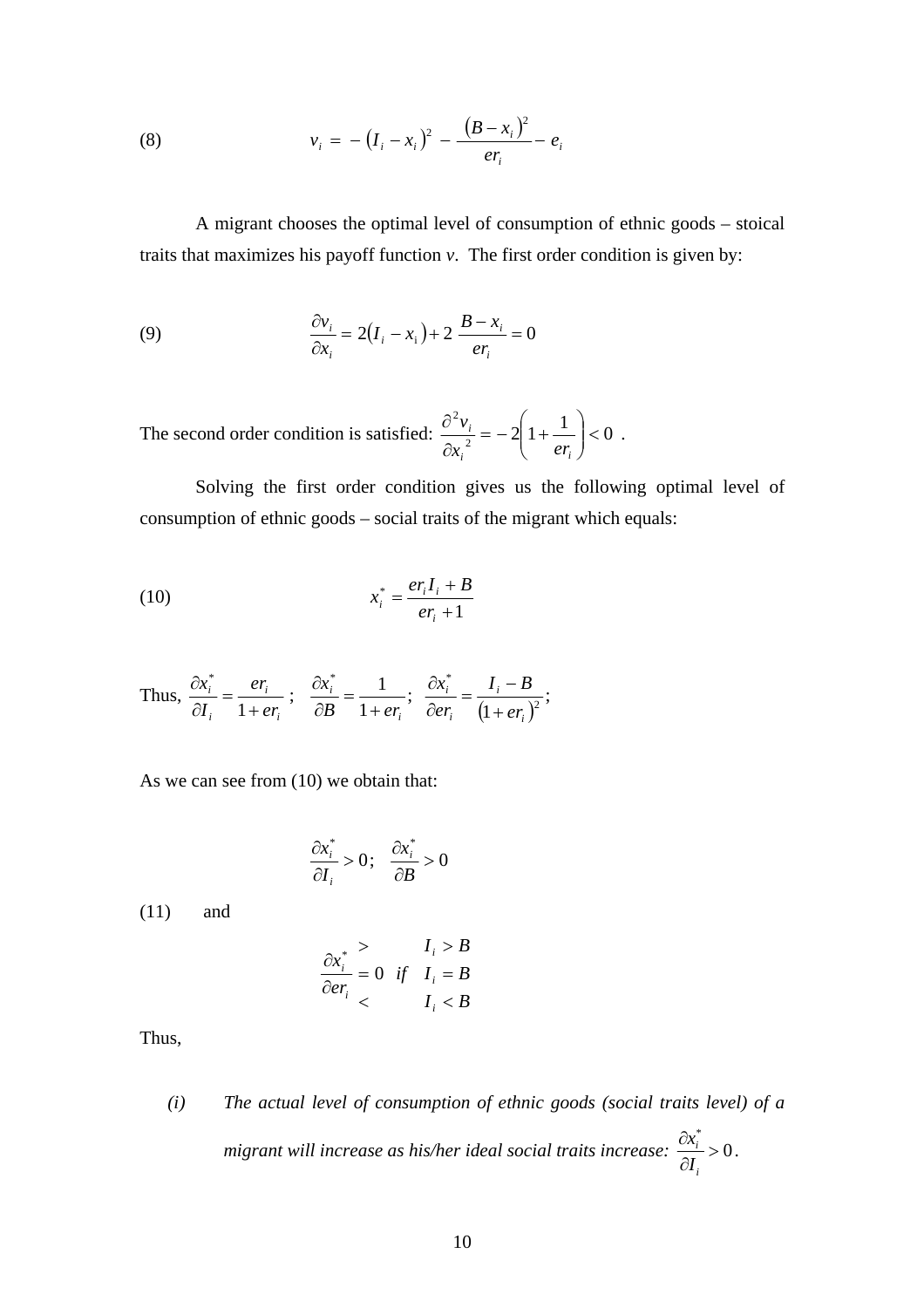$$(8) \qquad v_i = -\left(I_i - x_i\right)^2 - \frac{\left(B - x_i\right)^2}{er_i} - e_i$$

A migrant chooses the optimal level of consumption of ethnic goods – stoical traits that maximizes his payoff function *v*. The first order condition is given by:

$$(9) \qquad \frac{\partial v_i}{\partial x_i} = 2\left(I_i - x_i\right) + 2\,\frac{B - x_i}{er_i} = 0$$

The second order condition is satisfied: $\frac{\partial^2 v_i}{\partial x_i^{\,2}} = -2\left(1 + \frac{1}{er_i}\right) < 0$ .

Solving the first order condition gives us the following optimal level of consumption of ethnic goods – social traits of the migrant which equals:

$$(10) \qquad x_i^* = \frac{er_i I_i + B}{er_i + 1}$$

Thus, $\frac{\partial x_i^*}{\partial I_i} = \frac{er_i}{1 + er_i}$ ; $\frac{\partial x_i^*}{\partial B} = \frac{1}{1 + er_i}$; $\frac{\partial x_i^*}{\partial er_i} = \frac{I_i - B}{\left(1 + er_i\right)^2}$;

As we can see from (10) we obtain that:

$$\frac{\partial x_i^*}{\partial I_i} > 0; \quad \frac{\partial x_i^*}{\partial B} > 0$$

(11) and

$$\frac{\partial x_i^*}{\partial er_i} \begin{matrix} > \\ = \\ < \end{matrix} 0 \quad if \quad \begin{matrix} I_i > B \\ I_i = B \\ I_i < B \end{matrix}$$

Thus,

*(i)* *The actual level of consumption of ethnic goods (social traits level) of a migrant will increase as his/her ideal social traits increase:* $\frac{\partial x_i^*}{\partial I_i} > 0$.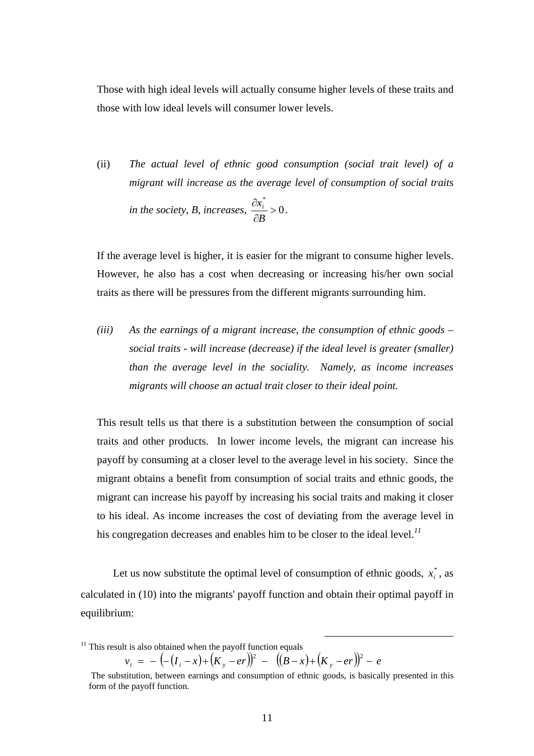Those with high ideal levels will actually consume higher levels of these traits and those with low ideal levels will consumer lower levels.

(ii) *The actual level of ethnic good consumption (social trait level) of a migrant will increase as the average level of consumption of social traits in the society, B, increases,* $\frac{\partial x_i^*}{\partial B} > 0$.

If the average level is higher, it is easier for the migrant to consume higher levels. However, he also has a cost when decreasing or increasing his/her own social traits as there will be pressures from the different migrants surrounding him.

*(iii) As the earnings of a migrant increase, the consumption of ethnic goods – social traits - will increase (decrease) if the ideal level is greater (smaller) than the average level in the sociality. Namely, as income increases migrants will choose an actual trait closer to their ideal point.*

This result tells us that there is a substitution between the consumption of social traits and other products. In lower income levels, the migrant can increase his payoff by consuming at a closer level to the average level in his society. Since the migrant obtains a benefit from consumption of social traits and ethnic goods, the migrant can increase his payoff by increasing his social traits and making it closer to his ideal. As income increases the cost of deviating from the average level in his congregation decreases and enables him to be closer to the ideal level.[11]

Let us now substitute the optimal level of consumption of ethnic goods, $x_i^*$, as calculated in (10) into the migrants' payoff function and obtain their optimal payoff in equilibrium:

[11] This result is also obtained when the payoff function equals

$$v_i = -\left(-\left(I_i - x\right) + \left(K_y - er\right)\right)^2 - \left(\left(B - x\right) + \left(K_y - er\right)\right)^2 - e$$

The substitution, between earnings and consumption of ethnic goods, is basically presented in this form of the payoff function.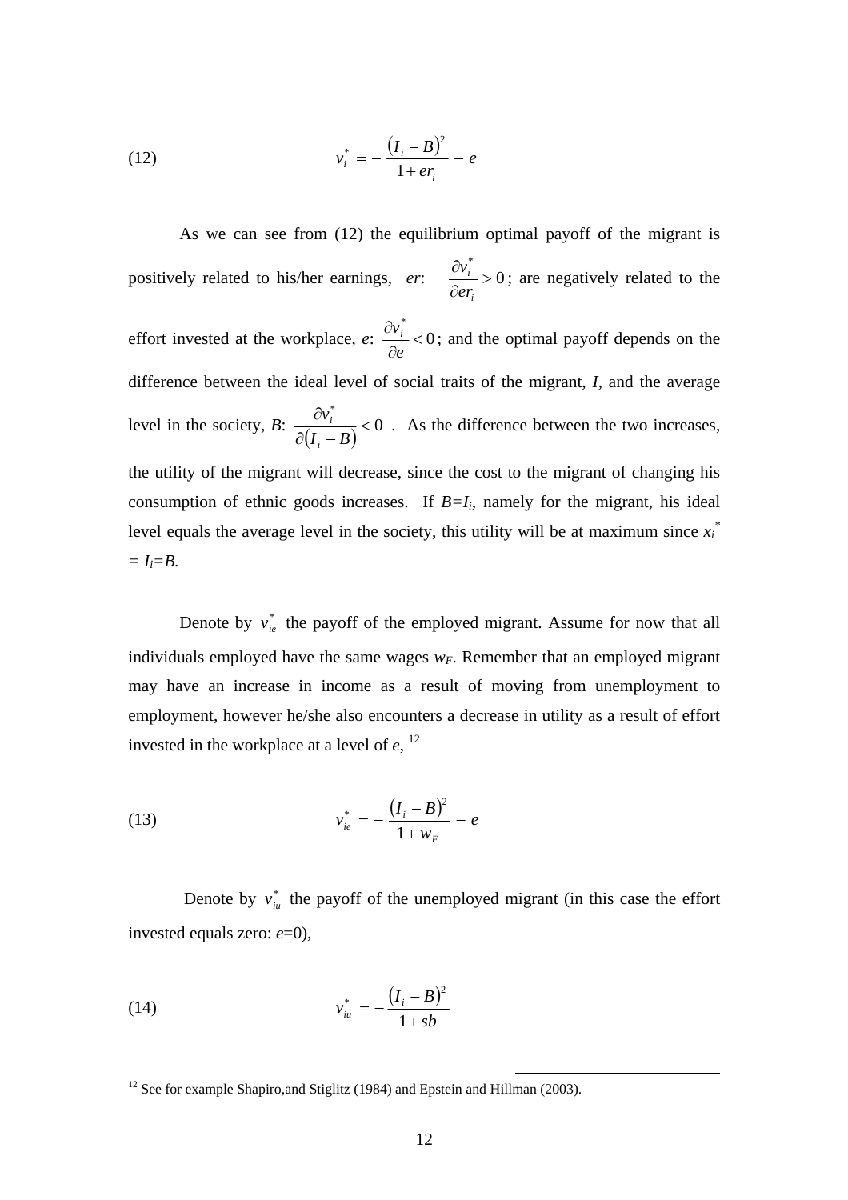$$v_i^* = -\frac{(I_i - B)^2}{1 + er_i} - e \tag{12}$$

As we can see from (12) the equilibrium optimal payoff of the migrant is positively related to his/her earnings, *er*: $\frac{\partial v_i^*}{\partial er_i} > 0$; are negatively related to the effort invested at the workplace, *e*: $\frac{\partial v_i^*}{\partial e} < 0$; and the optimal payoff depends on the difference between the ideal level of social traits of the migrant, *I*, and the average level in the society, *B*: $\frac{\partial v_i^*}{\partial (I_i - B)} < 0$ . As the difference between the two increases, the utility of the migrant will decrease, since the cost to the migrant of changing his consumption of ethnic goods increases. If $B = I_i$, namely for the migrant, his ideal level equals the average level in the society, this utility will be at maximum since $x_i^* = I_i = B$.

Denote by $v_{ie}^*$ the payoff of the employed migrant. Assume for now that all individuals employed have the same wages $w_F$. Remember that an employed migrant may have an increase in income as a result of moving from unemployment to employment, however he/she also encounters a decrease in utility as a result of effort invested in the workplace at a level of *e*, [12]

$$v_{ie}^* = -\frac{(I_i - B)^2}{1 + w_F} - e \tag{13}$$

Denote by $v_{iu}^*$ the payoff of the unemployed migrant (in this case the effort invested equals zero: $e=0$),

$$v_{iu}^* = -\frac{(I_i - B)^2}{1 + sb} \tag{14}$$

[12] See for example Shapiro,and Stiglitz (1984) and Epstein and Hillman (2003).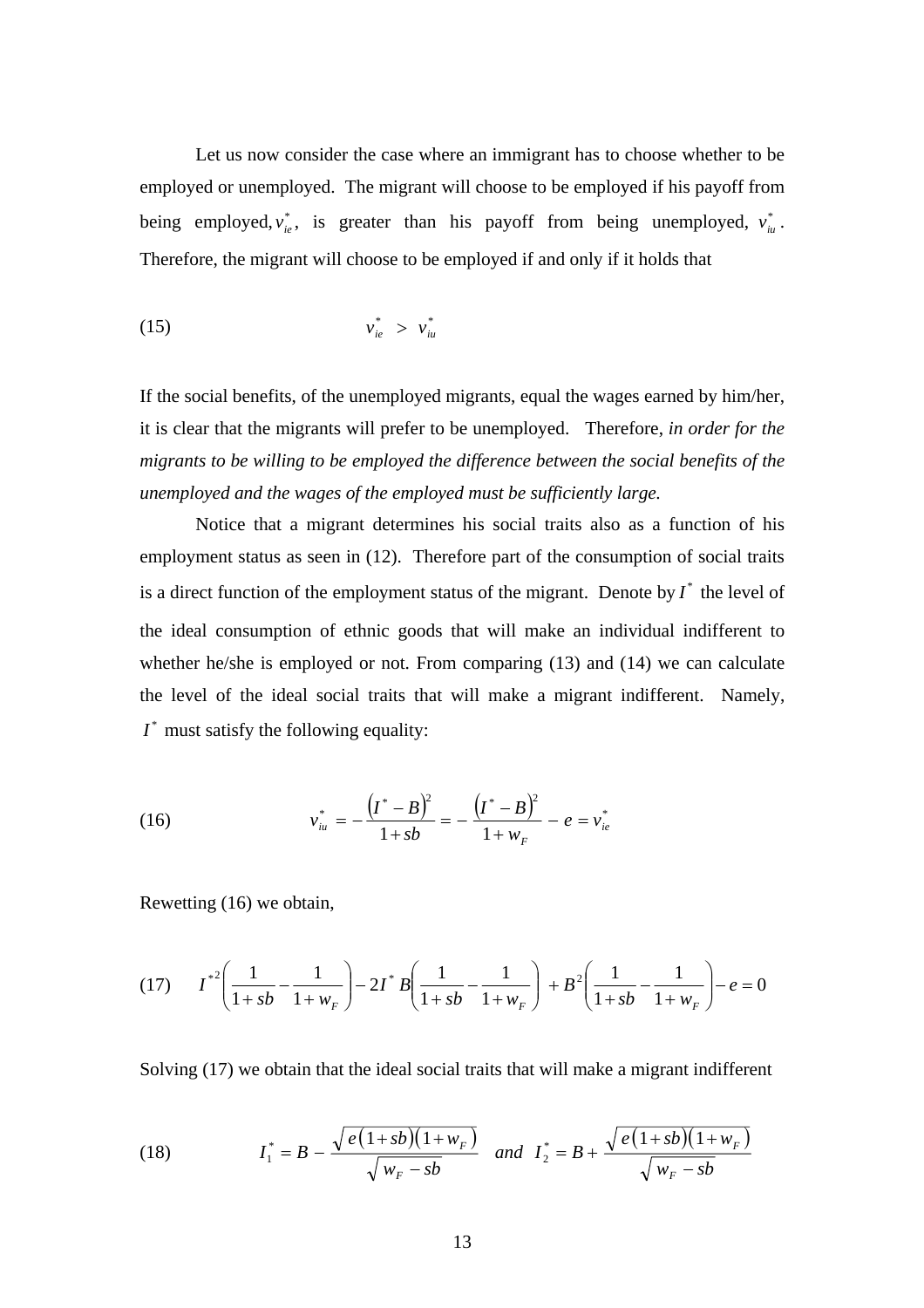Let us now consider the case where an immigrant has to choose whether to be employed or unemployed. The migrant will choose to be employed if his payoff from being employed, $v_{ie}^*$, is greater than his payoff from being unemployed, $v_{iu}^*$. Therefore, the migrant will choose to be employed if and only if it holds that

$$
(15) \qquad v_{ie}^* > v_{iu}^*
$$

If the social benefits, of the unemployed migrants, equal the wages earned by him/her, it is clear that the migrants will prefer to be unemployed. Therefore, *in order for the migrants to be willing to be employed the difference between the social benefits of the unemployed and the wages of the employed must be sufficiently large.*

Notice that a migrant determines his social traits also as a function of his employment status as seen in (12). Therefore part of the consumption of social traits is a direct function of the employment status of the migrant. Denote by $I^*$ the level of the ideal consumption of ethnic goods that will make an individual indifferent to whether he/she is employed or not. From comparing (13) and (14) we can calculate the level of the ideal social traits that will make a migrant indifferent. Namely, $I^*$ must satisfy the following equality:

$$
(16) \qquad v_{iu}^* = -\frac{\left(I^* - B\right)^2}{1+sb} = -\frac{\left(I^* - B\right)^2}{1+w_F} - e = v_{ie}^*
$$

Rewetting (16) we obtain,

$$
(17) \qquad I^{*2}\left(\frac{1}{1+sb} - \frac{1}{1+w_F}\right) - 2I^* B\left(\frac{1}{1+sb} - \frac{1}{1+w_F}\right) + B^2\left(\frac{1}{1+sb} - \frac{1}{1+w_F}\right) - e = 0
$$

Solving (17) we obtain that the ideal social traits that will make a migrant indifferent

$$
(18) \qquad I_1^* = B - \frac{\sqrt{e(1+sb)(1+w_F)}}{\sqrt{w_F - sb}} \quad and \quad I_2^* = B + \frac{\sqrt{e(1+sb)(1+w_F)}}{\sqrt{w_F - sb}}
$$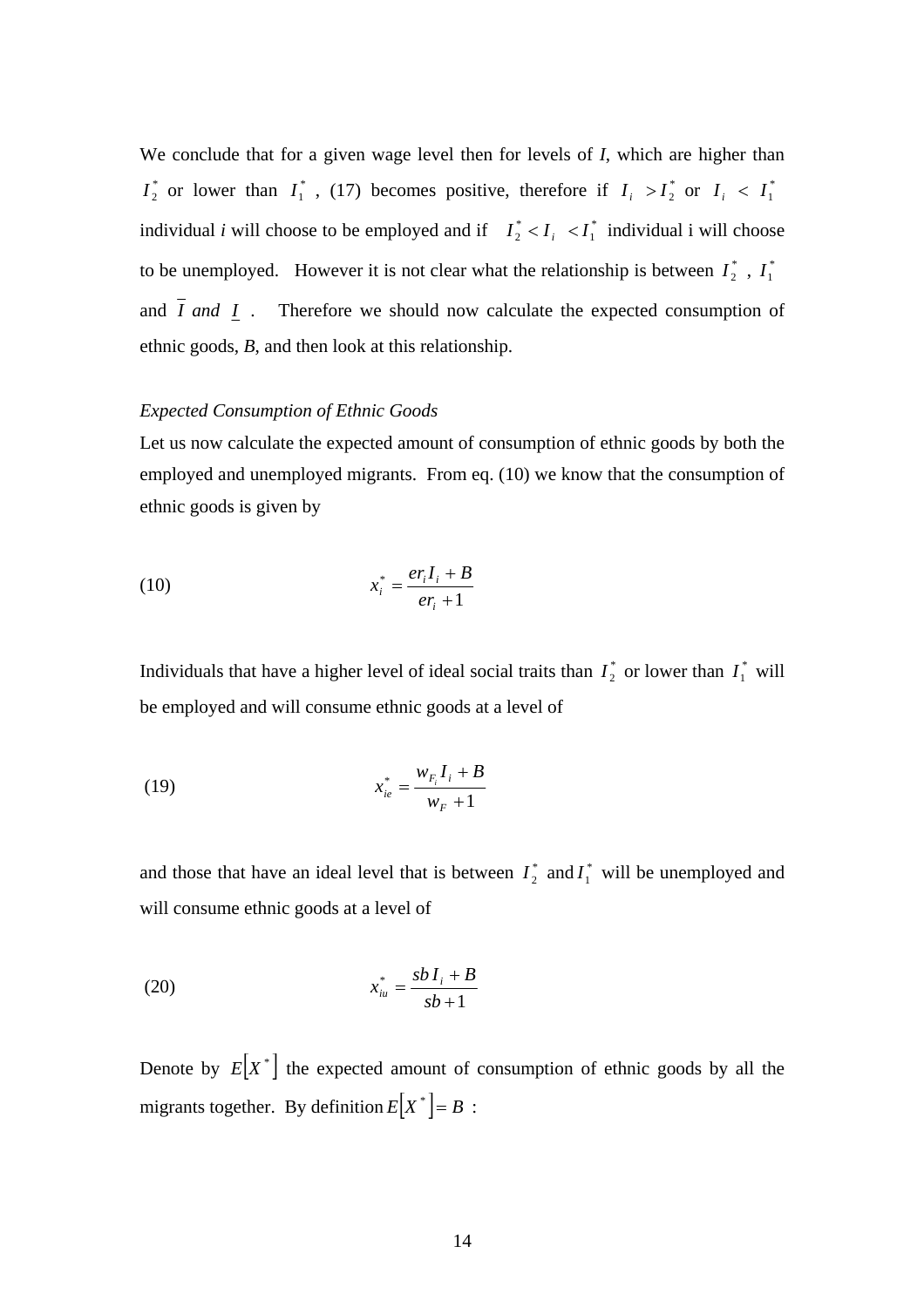We conclude that for a given wage level then for levels of *I*, which are higher than $I_2^*$ or lower than $I_1^*$, (17) becomes positive, therefore if $I_i > I_2^*$ or $I_i < I_1^*$ individual *i* will choose to be employed and if $I_2^* < I_i < I_1^*$ individual i will choose to be unemployed. However it is not clear what the relationship is between $I_2^*$, $I_1^*$ and $\overline{I}$ *and* $\underline{I}$. Therefore we should now calculate the expected consumption of ethnic goods, *B*, and then look at this relationship.

*Expected Consumption of Ethnic Goods*

Let us now calculate the expected amount of consumption of ethnic goods by both the employed and unemployed migrants. From eq. (10) we know that the consumption of ethnic goods is given by

$$x_i^* = \frac{er_i I_i + B}{er_i + 1} \tag{10}$$

Individuals that have a higher level of ideal social traits than $I_2^*$ or lower than $I_1^*$ will be employed and will consume ethnic goods at a level of

$$x_{ie}^* = \frac{w_{F_i} I_i + B}{w_F + 1} \tag{19}$$

and those that have an ideal level that is between $I_2^*$ and $I_1^*$ will be unemployed and will consume ethnic goods at a level of

$$x_{iu}^* = \frac{sb\, I_i + B}{sb + 1} \tag{20}$$

Denote by $E[X^*]$ the expected amount of consumption of ethnic goods by all the migrants together. By definition $E[X^*] = B$ :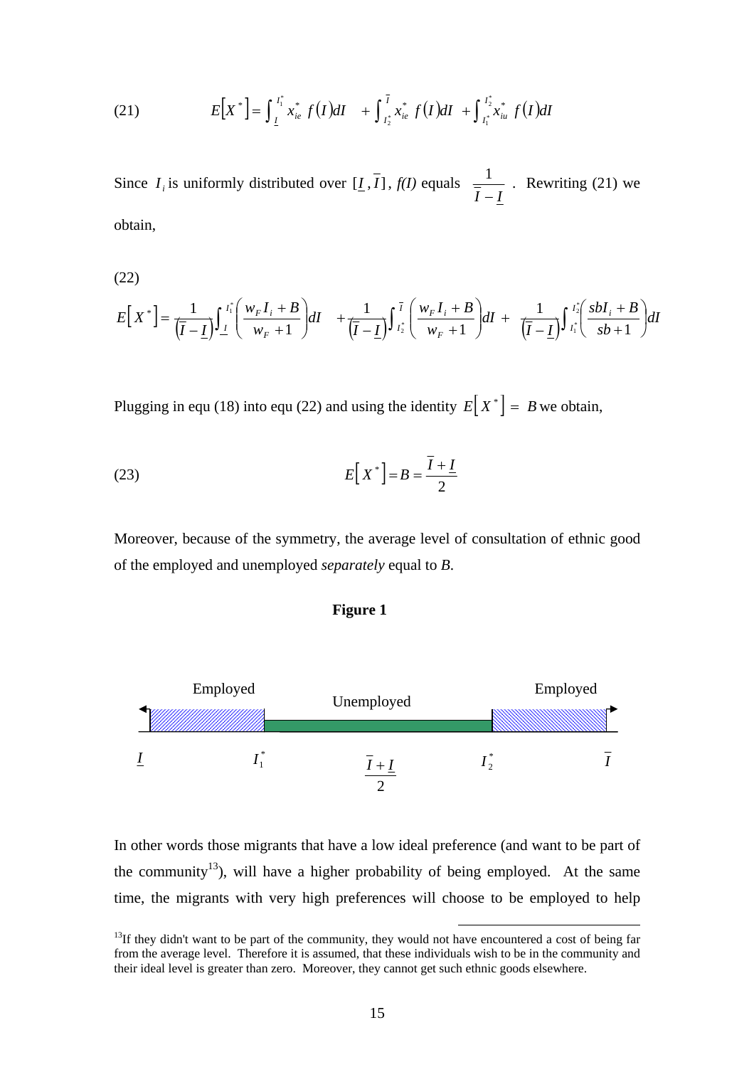$$E\left[X^*\right] = \int_{\underline{I}}^{I_1^*} x_{ie}^* \, f(I)dI \quad + \int_{I_2^*}^{\overline{I}} x_{ie}^* \, f(I)dI \; + \int_{I_1^*}^{I_2^*} x_{iu}^* \, f(I)dI \tag{21}$$

Since $I_i$ is uniformly distributed over $[\underline{I}, \overline{I}]$, *f(I)* equals $\frac{1}{\overline{I} - \underline{I}}$. Rewriting (21) we obtain,

(22)

$$E\left[X^*\right] = \frac{1}{\left(\overline{I} - \underline{I}\right)} \int_{\underline{I}}^{I_1^*} \left( \frac{w_F I_i + B}{w_F + 1} \right) dI \quad + \frac{1}{\left(\overline{I} - \underline{I}\right)} \int_{I_2^*}^{\overline{I}} \left( \frac{w_F I_i + B}{w_F + 1} \right) dI \; + \; \frac{1}{\left(\overline{I} - \underline{I}\right)} \int_{I_1^*}^{I_2^*} \left( \frac{sbI_i + B}{sb + 1} \right) dI$$

Plugging in equ (18) into equ (22) and using the identity $E\left[X^*\right] = B$ we obtain,

$$E\left[X^*\right] = B = \frac{\overline{I} + \underline{I}}{2} \tag{23}$$

Moreover, because of the symmetry, the average level of consultation of ethnic good of the employed and unemployed *separately* equal to *B*.

**Figure 1**

| Employed | Unemployed | Employed |
|---|---|---|
| $\underline{I}$ to $I_1^*$ | $I_1^*$ to $I_2^*$ (midpoint $\frac{\overline{I} + \underline{I}}{2}$) | $I_2^*$ to $\overline{I}$ |

In other words those migrants that have a low ideal preference (and want to be part of the community[13]), will have a higher probability of being employed. At the same time, the migrants with very high preferences will choose to be employed to help

[13] If they didn't want to be part of the community, they would not have encountered a cost of being far from the average level. Therefore it is assumed, that these individuals wish to be in the community and their ideal level is greater than zero. Moreover, they cannot get such ethnic goods elsewhere.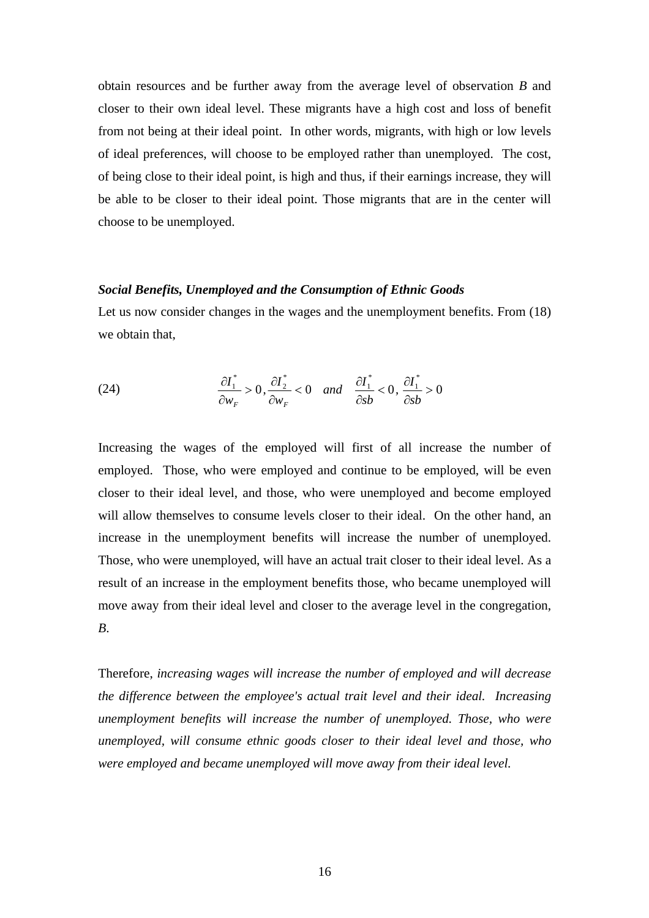obtain resources and be further away from the average level of observation $B$ and closer to their own ideal level. These migrants have a high cost and loss of benefit from not being at their ideal point. In other words, migrants, with high or low levels of ideal preferences, will choose to be employed rather than unemployed. The cost, of being close to their ideal point, is high and thus, if their earnings increase, they will be able to be closer to their ideal point. Those migrants that are in the center will choose to be unemployed.

***Social Benefits, Unemployed and the Consumption of Ethnic Goods***

Let us now consider changes in the wages and the unemployment benefits. From (18) we obtain that,

$$\frac{\partial I_1^*}{\partial w_F} > 0, \frac{\partial I_2^*}{\partial w_F} < 0 \quad \textit{and} \quad \frac{\partial I_1^*}{\partial sb} < 0, \frac{\partial I_1^*}{\partial sb} > 0 \tag{24}$$

Increasing the wages of the employed will first of all increase the number of employed. Those, who were employed and continue to be employed, will be even closer to their ideal level, and those, who were unemployed and become employed will allow themselves to consume levels closer to their ideal. On the other hand, an increase in the unemployment benefits will increase the number of unemployed. Those, who were unemployed, will have an actual trait closer to their ideal level. As a result of an increase in the employment benefits those, who became unemployed will move away from their ideal level and closer to the average level in the congregation, $B$.

Therefore, *increasing wages will increase the number of employed and will decrease the difference between the employee's actual trait level and their ideal. Increasing unemployment benefits will increase the number of unemployed. Those, who were unemployed, will consume ethnic goods closer to their ideal level and those, who were employed and became unemployed will move away from their ideal level.*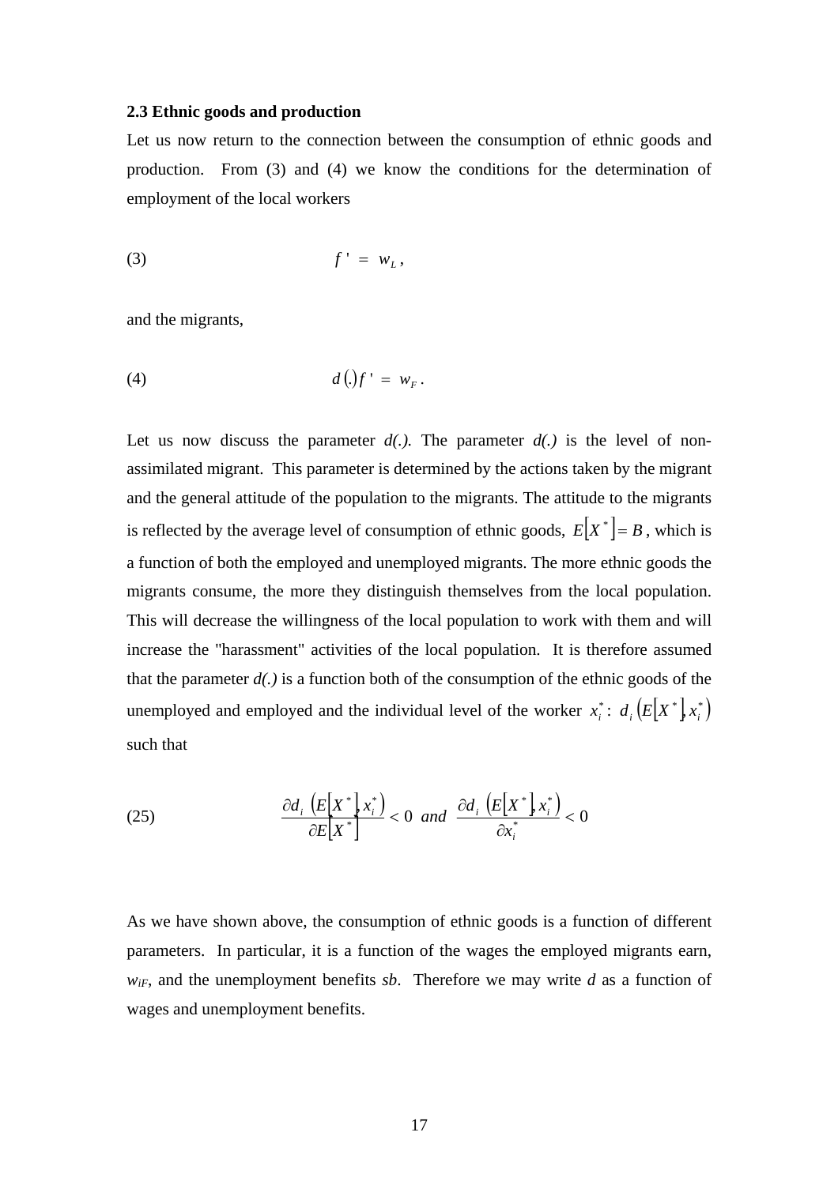### 2.3 Ethnic goods and production

Let us now return to the connection between the consumption of ethnic goods and production. From (3) and (4) we know the conditions for the determination of employment of the local workers

$$
(3) \qquad f' = w_L ,
$$

and the migrants,

$$
(4) \qquad d(.)f' = w_F .
$$

Let us now discuss the parameter *d(.)*. The parameter *d(.)* is the level of non-assimilated migrant. This parameter is determined by the actions taken by the migrant and the general attitude of the population to the migrants. The attitude to the migrants is reflected by the average level of consumption of ethnic goods, $E[X^*] = B$, which is a function of both the employed and unemployed migrants. The more ethnic goods the migrants consume, the more they distinguish themselves from the local population. This will decrease the willingness of the local population to work with them and will increase the "harassment" activities of the local population. It is therefore assumed that the parameter *d(.)* is a function both of the consumption of the ethnic goods of the unemployed and employed and the individual level of the worker $x_i^*$: $d_i\left(E[X^*], x_i^*\right)$ such that

$$
(25) \qquad \frac{\partial d_i\left(E[X^*], x_i^*\right)}{\partial E[X^*]} < 0 \quad and \quad \frac{\partial d_i\left(E[X^*], x_i^*\right)}{\partial x_i^*} < 0
$$

As we have shown above, the consumption of ethnic goods is a function of different parameters. In particular, it is a function of the wages the employed migrants earn, $w_{iF}$, and the unemployment benefits *sb*. Therefore we may write *d* as a function of wages and unemployment benefits.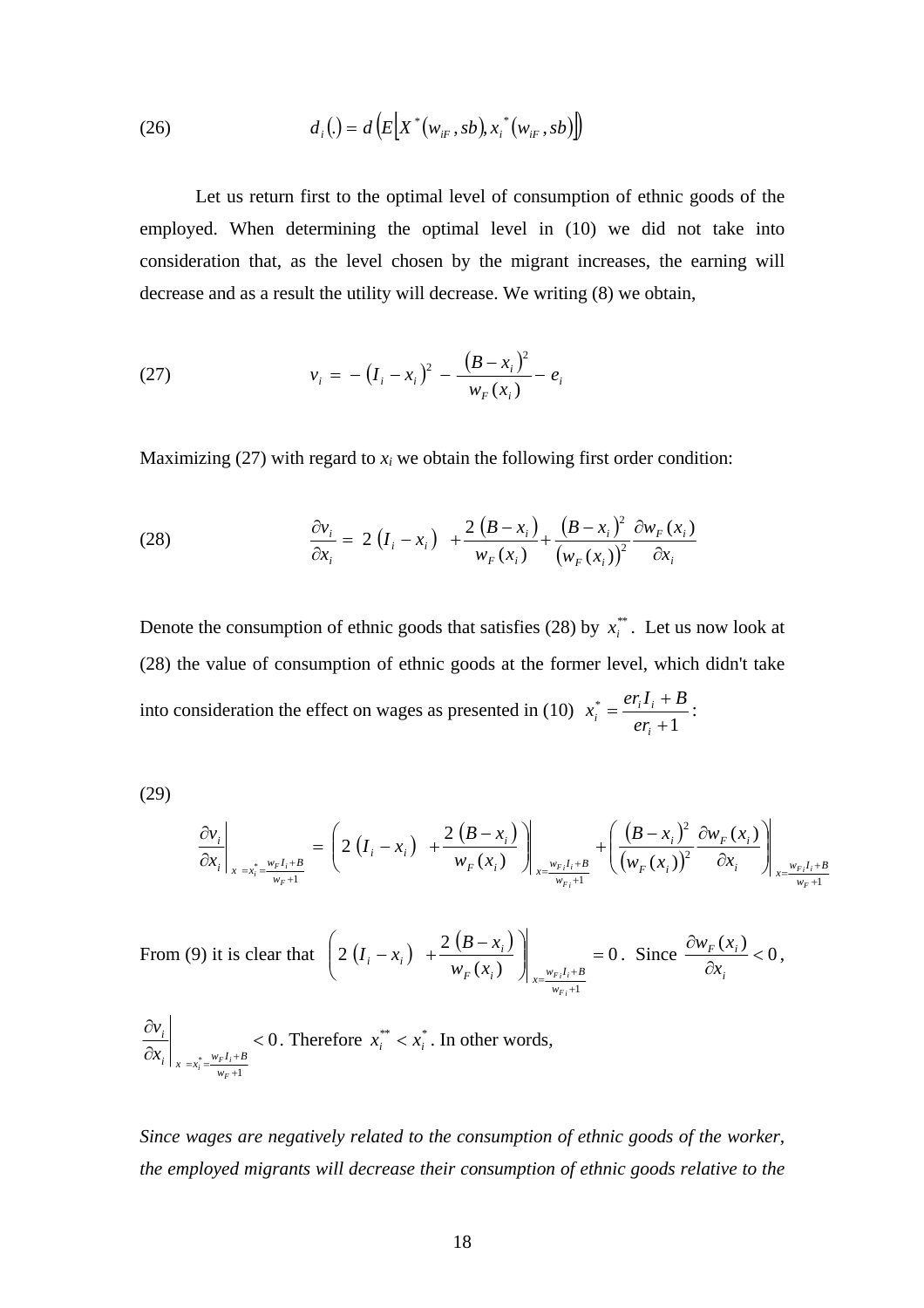(26) $$d_i(.) = d\left(E\left[X^*\left(w_{iF}, sb\right), x_i^*\left(w_{iF}, sb\right)\right]\right)$$

Let us return first to the optimal level of consumption of ethnic goods of the employed. When determining the optimal level in (10) we did not take into consideration that, as the level chosen by the migrant increases, the earning will decrease and as a result the utility will decrease. We writing (8) we obtain,

(27) $$v_i = -\left(I_i - x_i\right)^2 - \frac{\left(B - x_i\right)^2}{w_F(x_i)} - e_i$$

Maximizing (27) with regard to $x_i$ we obtain the following first order condition:

(28) $$\frac{\partial v_i}{\partial x_i} = 2\left(I_i - x_i\right) + \frac{2\left(B - x_i\right)}{w_F(x_i)} + \frac{\left(B - x_i\right)^2}{\left(w_F(x_i)\right)^2}\frac{\partial w_F(x_i)}{\partial x_i}$$

Denote the consumption of ethnic goods that satisfies (28) by $x_i^{**}$. Let us now look at (28) the value of consumption of ethnic goods at the former level, which didn't take into consideration the effect on wages as presented in (10) $x_i^* = \frac{er_i I_i + B}{er_i + 1}$:

(29)

$$\left.\frac{\partial v_i}{\partial x_i}\right|_{x = x_i^* = \frac{w_F I_i + B}{w_F + 1}} = \left.\left(2\left(I_i - x_i\right) + \frac{2\left(B - x_i\right)}{w_F(x_i)}\right)\right|_{x = \frac{w_{Fi} I_i + B}{w_{Fi} + 1}} + \left.\left(\frac{\left(B - x_i\right)^2}{\left(w_F(x_i)\right)^2}\frac{\partial w_F(x_i)}{\partial x_i}\right)\right|_{x = \frac{w_{Fi} I_i + B}{w_F + 1}}$$

From (9) it is clear that $\left.\left(2\left(I_i - x_i\right) + \frac{2\left(B - x_i\right)}{w_F(x_i)}\right)\right|_{x = \frac{w_{Fi} I_i + B}{w_{Fi} + 1}} = 0$. Since $\frac{\partial w_F(x_i)}{\partial x_i} < 0$,

$\left.\frac{\partial v_i}{\partial x_i}\right|_{x = x_i^* = \frac{w_F I_i + B}{w_F + 1}} < 0$. Therefore $x_i^{**} < x_i^*$. In other words,

*Since wages are negatively related to the consumption of ethnic goods of the worker, the employed migrants will decrease their consumption of ethnic goods relative to the*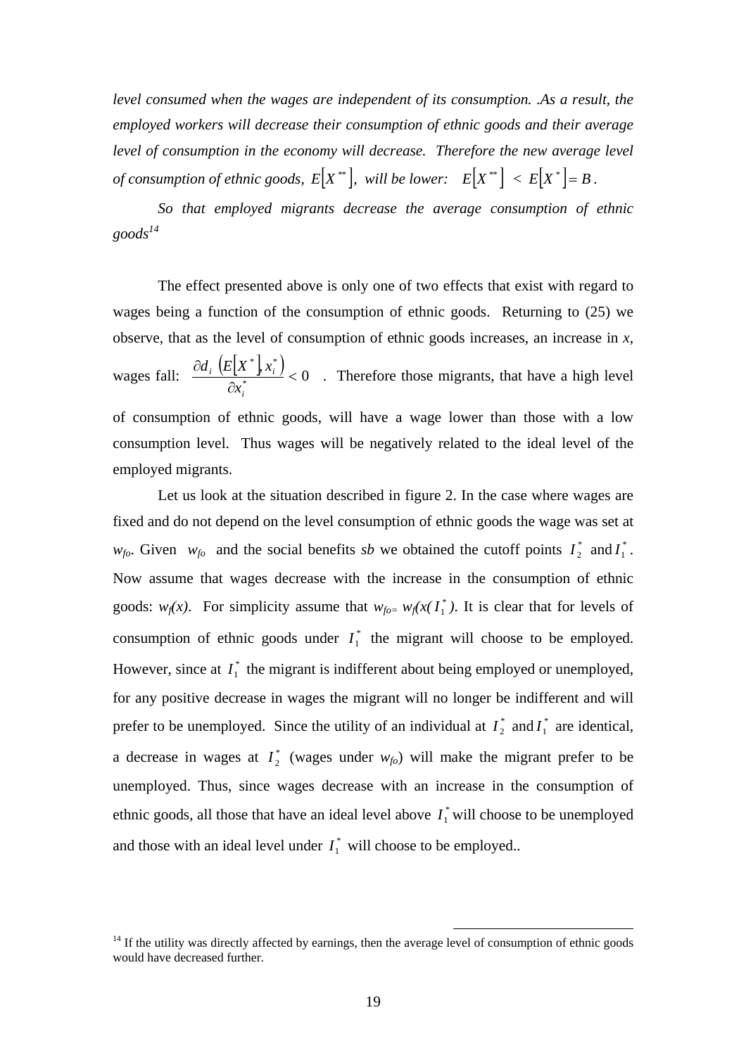*level consumed when the wages are independent of its consumption. .As a result, the employed workers will decrease their consumption of ethnic goods and their average level of consumption in the economy will decrease. Therefore the new average level of consumption of ethnic goods, $E\left[X^{**}\right]$, will be lower: $E\left[X^{**}\right] < E\left[X^{*}\right] = B$.*

*So that employed migrants decrease the average consumption of ethnic goods*[14]

The effect presented above is only one of two effects that exist with regard to wages being a function of the consumption of ethnic goods. Returning to (25) we observe, that as the level of consumption of ethnic goods increases, an increase in *x*, wages fall: $\frac{\partial d_i \left(E\left[X^*\right], x_i^*\right)}{\partial x_i^*} < 0$ . Therefore those migrants, that have a high level of consumption of ethnic goods, will have a wage lower than those with a low consumption level. Thus wages will be negatively related to the ideal level of the employed migrants.

Let us look at the situation described in figure 2. In the case where wages are fixed and do not depend on the level consumption of ethnic goods the wage was set at $w_{fo}$. Given $w_{fo}$ and the social benefits *sb* we obtained the cutoff points $I_2^*$ and $I_1^*$. Now assume that wages decrease with the increase in the consumption of ethnic goods: $w_f(x)$. For simplicity assume that $w_{fo} = w_f(x(I_1^*))$. It is clear that for levels of consumption of ethnic goods under $I_1^*$ the migrant will choose to be employed. However, since at $I_1^*$ the migrant is indifferent about being employed or unemployed, for any positive decrease in wages the migrant will no longer be indifferent and will prefer to be unemployed. Since the utility of an individual at $I_2^*$ and $I_1^*$ are identical, a decrease in wages at $I_2^*$ (wages under $w_{fo}$) will make the migrant prefer to be unemployed. Thus, since wages decrease with an increase in the consumption of ethnic goods, all those that have an ideal level above $I_1^*$ will choose to be unemployed and those with an ideal level under $I_1^*$ will choose to be employed..

[14] If the utility was directly affected by earnings, then the average level of consumption of ethnic goods would have decreased further.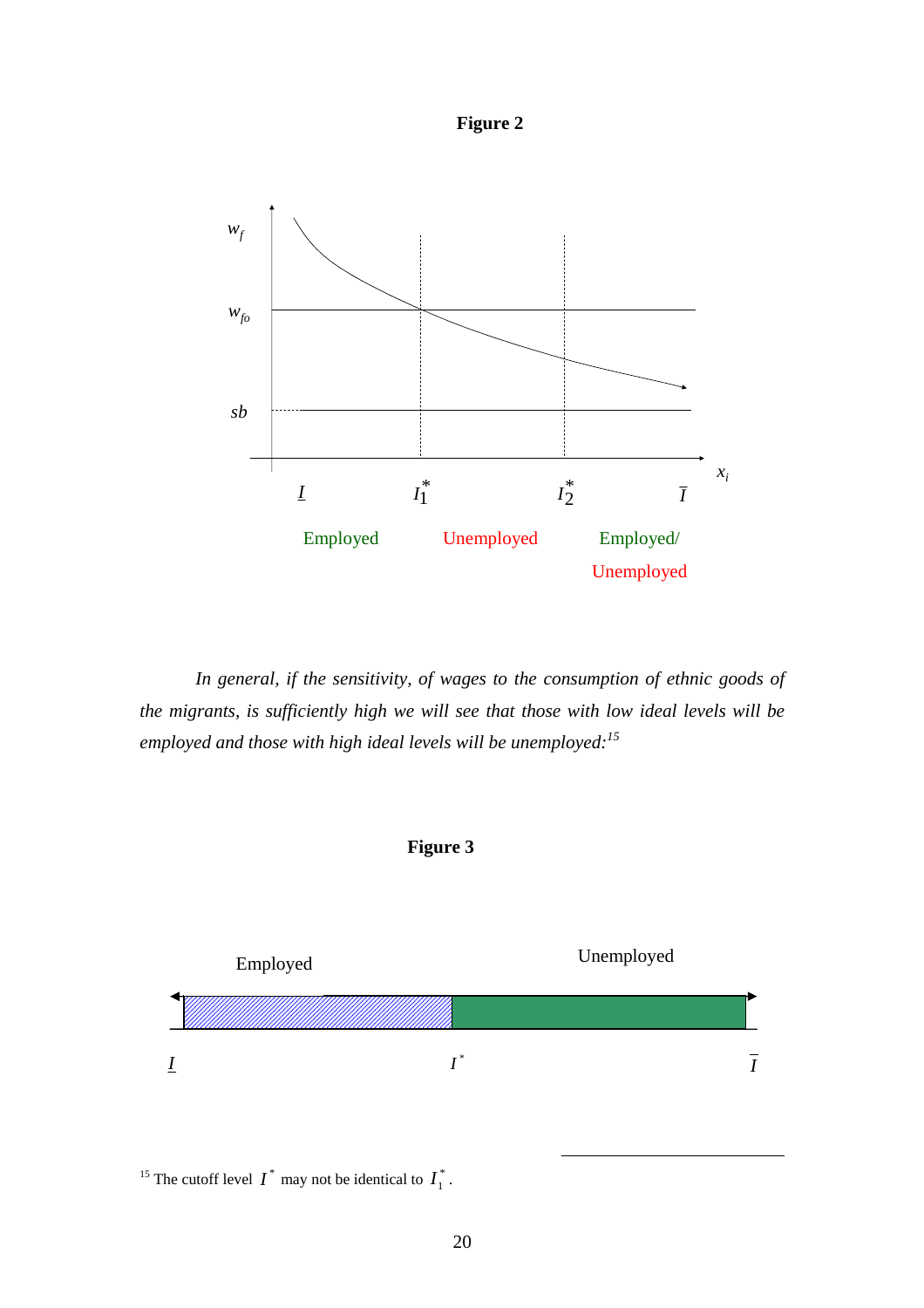**Figure 2**

$w_f$

$w_{fo}$

$sb$

$x_i$

$\underline{I}$ $I_1^*$ $I_2^*$ $\bar{I}$

Employed Unemployed Employed/ Unemployed

*In general, if the sensitivity, of wages to the consumption of ethnic goods of the migrants, is sufficiently high we will see that those with low ideal levels will be employed and those with high ideal levels will be unemployed:*[15]

**Figure 3**

Employed Unemployed

$\underline{I}$ $I^*$ $\bar{I}$

[15] The cutoff level $I^*$ may not be identical to $I_1^*$.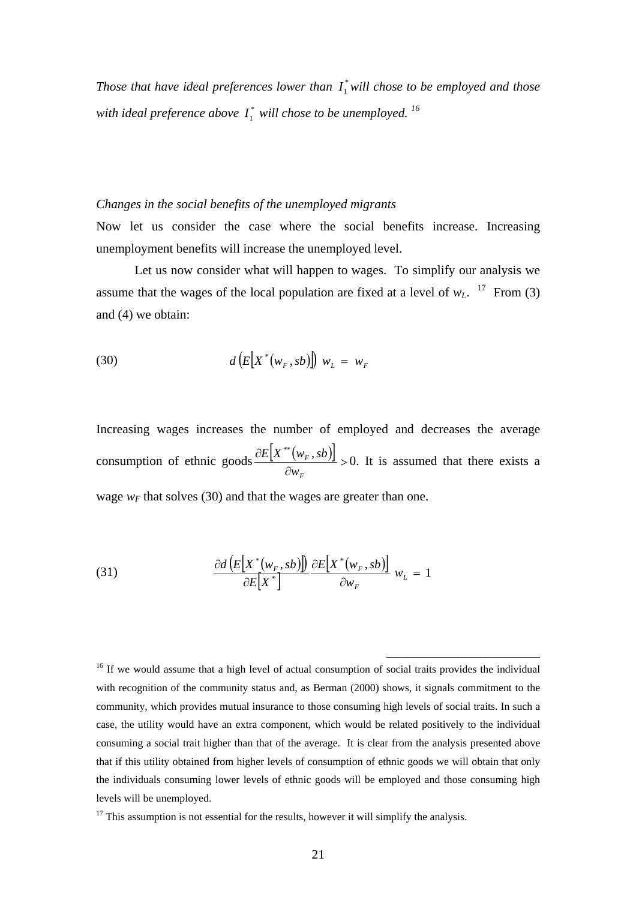*Those that have ideal preferences lower than $I_1^*$ will chose to be employed and those with ideal preference above $I_1^*$ will chose to be unemployed.* [16]

*Changes in the social benefits of the unemployed migrants*

Now let us consider the case where the social benefits increase. Increasing unemployment benefits will increase the unemployed level.

Let us now consider what will happen to wages. To simplify our analysis we assume that the wages of the local population are fixed at a level of $w_L$. [17] From (3) and (4) we obtain:

$$d\left(E\left[X^*\left(w_F, sb\right)\right]\right)\, w_L \,=\, w_F \tag{30}$$

Increasing wages increases the number of employed and decreases the average consumption of ethnic goods $\frac{\partial E\left[X^{**}\left(w_F, sb\right)\right]}{\partial w_F} > 0$. It is assumed that there exists a wage $w_F$ that solves (30) and that the wages are greater than one.

$$\frac{\partial d\left(E\left[X^*\left(w_F, sb\right)\right]\right)}{\partial E\left[X^*\right]}\frac{\partial E\left[X^*\left(w_F, sb\right)\right]}{\partial w_F}\, w_L \,=\, 1 \tag{31}$$

---

[16] If we would assume that a high level of actual consumption of social traits provides the individual with recognition of the community status and, as Berman (2000) shows, it signals commitment to the community, which provides mutual insurance to those consuming high levels of social traits. In such a case, the utility would have an extra component, which would be related positively to the individual consuming a social trait higher than that of the average. It is clear from the analysis presented above that if this utility obtained from higher levels of consumption of ethnic goods we will obtain that only the individuals consuming lower levels of ethnic goods will be employed and those consuming high levels will be unemployed.

[17] This assumption is not essential for the results, however it will simplify the analysis.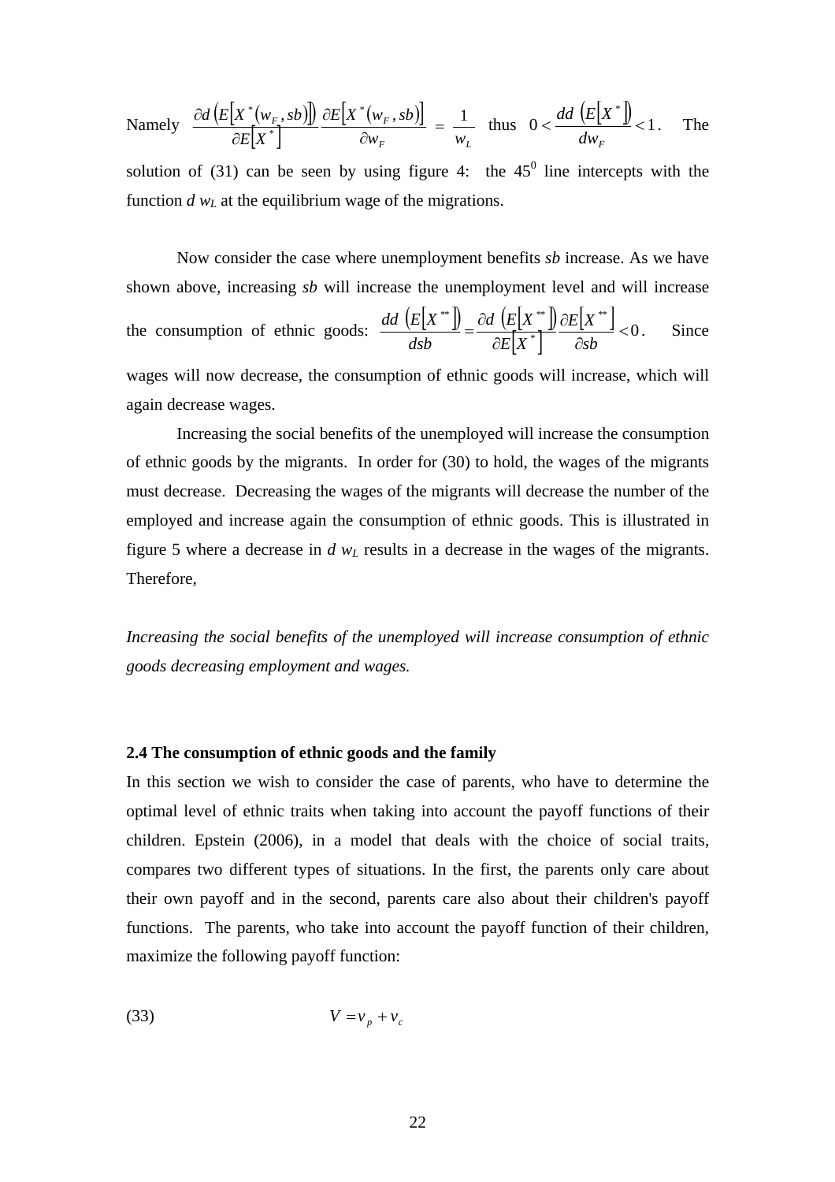Namely $\frac{\partial d\left(E\left[X^{*}(w_F, sb)\right]\right)}{\partial E\left[X^{*}\right]}\frac{\partial E\left[X^{*}(w_F, sb)\right]}{\partial w_F} = \frac{1}{w_L}$ thus $0 < \frac{dd\left(E\left[X^{*}\right]\right)}{dw_F} < 1$. The solution of (31) can be seen by using figure 4: the $45^0$ line intercepts with the function $d\, w_L$ at the equilibrium wage of the migrations.

Now consider the case where unemployment benefits *sb* increase. As we have shown above, increasing *sb* will increase the unemployment level and will increase the consumption of ethnic goods: $\frac{dd\left(E\left[X^{**}\right]\right)}{dsb} = \frac{\partial d\left(E\left[X^{**}\right]\right)}{\partial E\left[X^{*}\right]}\frac{\partial E\left[X^{**}\right]}{\partial sb} < 0$. Since wages will now decrease, the consumption of ethnic goods will increase, which will again decrease wages.

Increasing the social benefits of the unemployed will increase the consumption of ethnic goods by the migrants. In order for (30) to hold, the wages of the migrants must decrease. Decreasing the wages of the migrants will decrease the number of the employed and increase again the consumption of ethnic goods. This is illustrated in figure 5 where a decrease in $d\, w_L$ results in a decrease in the wages of the migrants. Therefore,

*Increasing the social benefits of the unemployed will increase consumption of ethnic goods decreasing employment and wages.*

**2.4 The consumption of ethnic goods and the family**

In this section we wish to consider the case of parents, who have to determine the optimal level of ethnic traits when taking into account the payoff functions of their children. Epstein (2006), in a model that deals with the choice of social traits, compares two different types of situations. In the first, the parents only care about their own payoff and in the second, parents care also about their children's payoff functions. The parents, who take into account the payoff function of their children, maximize the following payoff function:

$$(33) \qquad V = v_p + v_c$$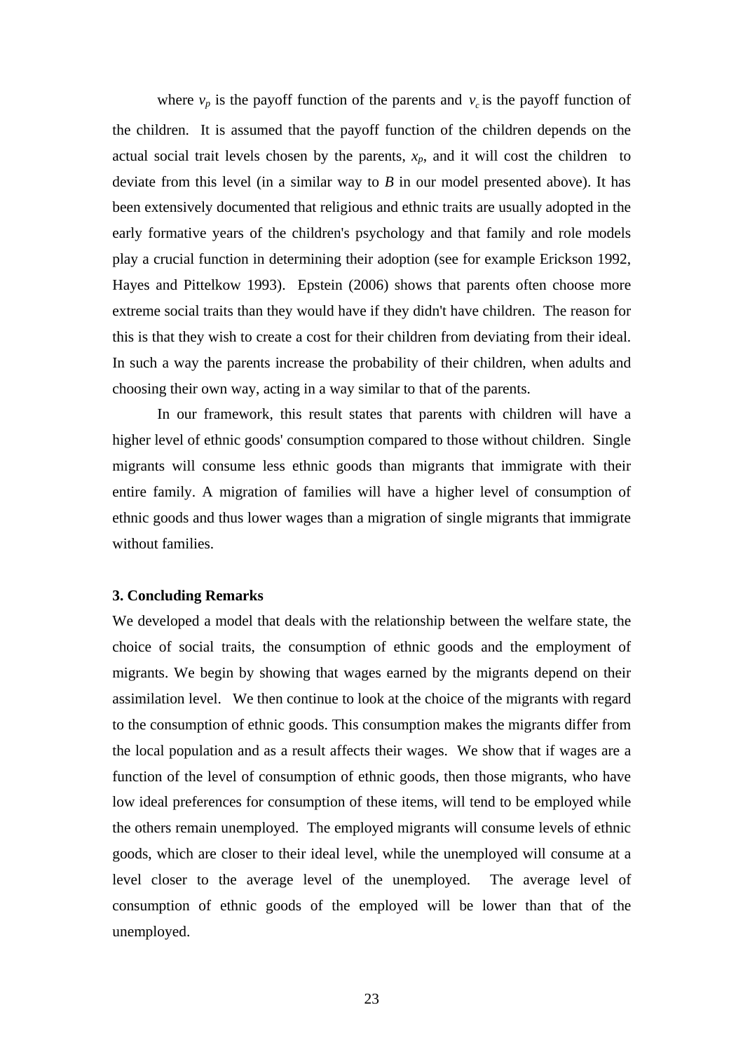where $v_p$ is the payoff function of the parents and $v_c$ is the payoff function of the children. It is assumed that the payoff function of the children depends on the actual social trait levels chosen by the parents, $x_p$, and it will cost the children to deviate from this level (in a similar way to $B$ in our model presented above). It has been extensively documented that religious and ethnic traits are usually adopted in the early formative years of the children's psychology and that family and role models play a crucial function in determining their adoption (see for example Erickson 1992, Hayes and Pittelkow 1993). Epstein (2006) shows that parents often choose more extreme social traits than they would have if they didn't have children. The reason for this is that they wish to create a cost for their children from deviating from their ideal. In such a way the parents increase the probability of their children, when adults and choosing their own way, acting in a way similar to that of the parents.

In our framework, this result states that parents with children will have a higher level of ethnic goods' consumption compared to those without children. Single migrants will consume less ethnic goods than migrants that immigrate with their entire family. A migration of families will have a higher level of consumption of ethnic goods and thus lower wages than a migration of single migrants that immigrate without families.

## 3. Concluding Remarks

We developed a model that deals with the relationship between the welfare state, the choice of social traits, the consumption of ethnic goods and the employment of migrants. We begin by showing that wages earned by the migrants depend on their assimilation level. We then continue to look at the choice of the migrants with regard to the consumption of ethnic goods. This consumption makes the migrants differ from the local population and as a result affects their wages. We show that if wages are a function of the level of consumption of ethnic goods, then those migrants, who have low ideal preferences for consumption of these items, will tend to be employed while the others remain unemployed. The employed migrants will consume levels of ethnic goods, which are closer to their ideal level, while the unemployed will consume at a level closer to the average level of the unemployed. The average level of consumption of ethnic goods of the employed will be lower than that of the unemployed.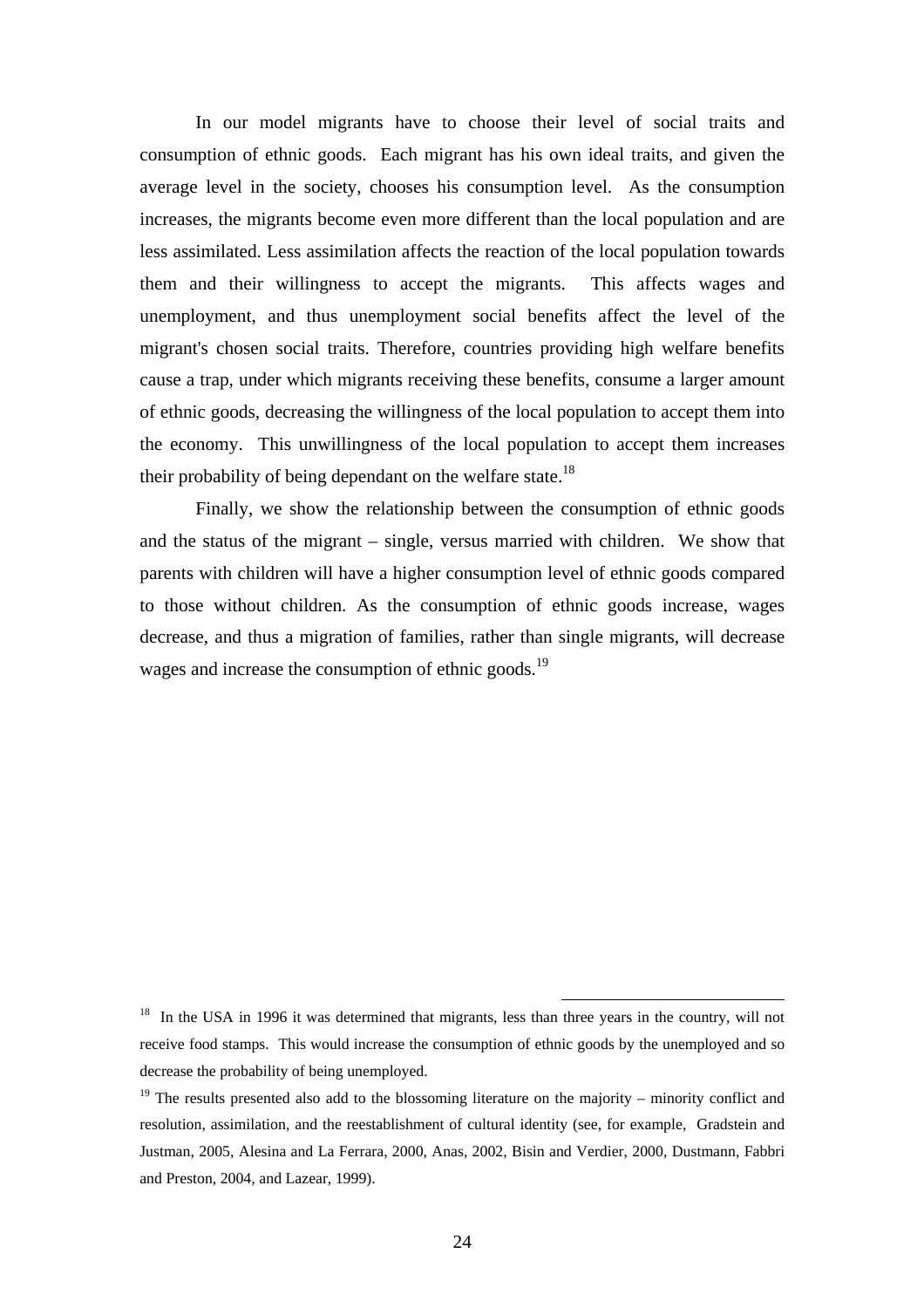In our model migrants have to choose their level of social traits and consumption of ethnic goods. Each migrant has his own ideal traits, and given the average level in the society, chooses his consumption level. As the consumption increases, the migrants become even more different than the local population and are less assimilated. Less assimilation affects the reaction of the local population towards them and their willingness to accept the migrants. This affects wages and unemployment, and thus unemployment social benefits affect the level of the migrant's chosen social traits. Therefore, countries providing high welfare benefits cause a trap, under which migrants receiving these benefits, consume a larger amount of ethnic goods, decreasing the willingness of the local population to accept them into the economy. This unwillingness of the local population to accept them increases their probability of being dependant on the welfare state.[18]

Finally, we show the relationship between the consumption of ethnic goods and the status of the migrant – single, versus married with children. We show that parents with children will have a higher consumption level of ethnic goods compared to those without children. As the consumption of ethnic goods increase, wages decrease, and thus a migration of families, rather than single migrants, will decrease wages and increase the consumption of ethnic goods.[19]

---

[18] In the USA in 1996 it was determined that migrants, less than three years in the country, will not receive food stamps. This would increase the consumption of ethnic goods by the unemployed and so decrease the probability of being unemployed.

[19] The results presented also add to the blossoming literature on the majority – minority conflict and resolution, assimilation, and the reestablishment of cultural identity (see, for example, Gradstein and Justman, 2005, Alesina and La Ferrara, 2000, Anas, 2002, Bisin and Verdier, 2000, Dustmann, Fabbri and Preston, 2004, and Lazear, 1999).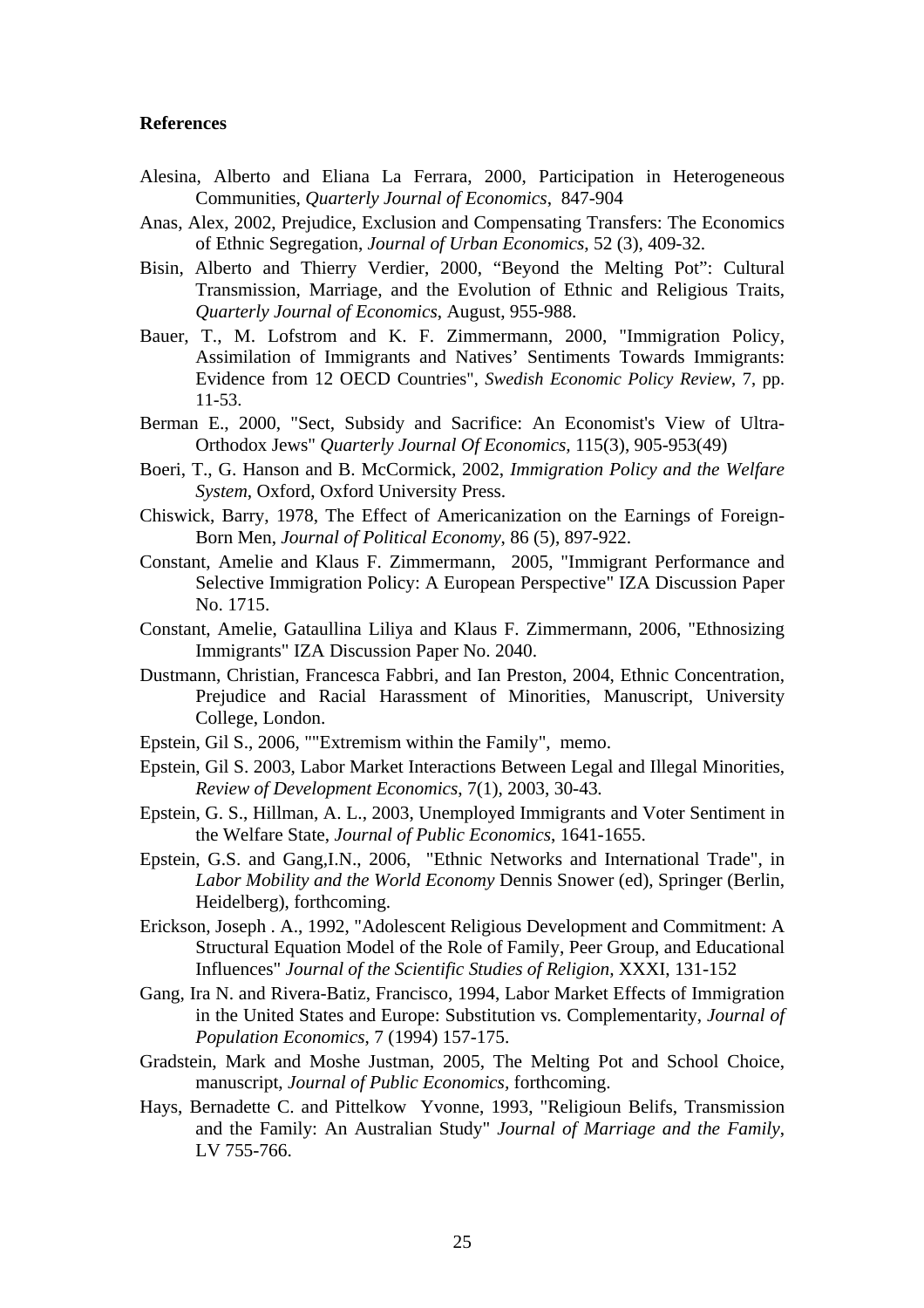**References**

Alesina, Alberto and Eliana La Ferrara, 2000, Participation in Heterogeneous Communities, *Quarterly Journal of Economics*, 847-904

Anas, Alex, 2002, Prejudice, Exclusion and Compensating Transfers: The Economics of Ethnic Segregation, *Journal of Urban Economics*, 52 (3), 409-32.

Bisin, Alberto and Thierry Verdier, 2000, "Beyond the Melting Pot": Cultural Transmission, Marriage, and the Evolution of Ethnic and Religious Traits, *Quarterly Journal of Economics*, August, 955-988.

Bauer, T., M. Lofstrom and K. F. Zimmermann, 2000, "Immigration Policy, Assimilation of Immigrants and Natives' Sentiments Towards Immigrants: Evidence from 12 OECD Countries", *Swedish Economic Policy Review*, 7, pp. 11-53.

Berman E., 2000, "Sect, Subsidy and Sacrifice: An Economist's View of Ultra-Orthodox Jews" *Quarterly Journal Of Economics*, 115(3), 905-953(49)

Boeri, T., G. Hanson and B. McCormick, 2002, *Immigration Policy and the Welfare System*, Oxford, Oxford University Press.

Chiswick, Barry, 1978, The Effect of Americanization on the Earnings of Foreign-Born Men, *Journal of Political Economy*, 86 (5), 897-922.

Constant, Amelie and Klaus F. Zimmermann, 2005, "Immigrant Performance and Selective Immigration Policy: A European Perspective" IZA Discussion Paper No. 1715.

Constant, Amelie, Gataullina Liliya and Klaus F. Zimmermann, 2006, "Ethnosizing Immigrants" IZA Discussion Paper No. 2040.

Dustmann, Christian, Francesca Fabbri, and Ian Preston, 2004, Ethnic Concentration, Prejudice and Racial Harassment of Minorities, Manuscript, University College, London.

Epstein, Gil S., 2006, ""Extremism within the Family", memo.

Epstein, Gil S. 2003, Labor Market Interactions Between Legal and Illegal Minorities, *Review of Development Economics*, 7(1), 2003, 30-43.

Epstein, G. S., Hillman, A. L., 2003, Unemployed Immigrants and Voter Sentiment in the Welfare State, *Journal of Public Economics*, 1641-1655.

Epstein, G.S. and Gang,I.N., 2006, "Ethnic Networks and International Trade", in *Labor Mobility and the World Economy* Dennis Snower (ed), Springer (Berlin, Heidelberg), forthcoming.

Erickson, Joseph . A., 1992, "Adolescent Religious Development and Commitment: A Structural Equation Model of the Role of Family, Peer Group, and Educational Influences" *Journal of the Scientific Studies of Religion,* XXXI, 131-152

Gang, Ira N. and Rivera-Batiz, Francisco, 1994, Labor Market Effects of Immigration in the United States and Europe: Substitution vs. Complementarity, *Journal of Population Economics*, 7 (1994) 157-175.

Gradstein, Mark and Moshe Justman, 2005, The Melting Pot and School Choice, manuscript, *Journal of Public Economics,* forthcoming.

Hays, Bernadette C. and Pittelkow Yvonne, 1993, "Religioun Belifs, Transmission and the Family: An Australian Study" *Journal of Marriage and the Family*, LV 755-766.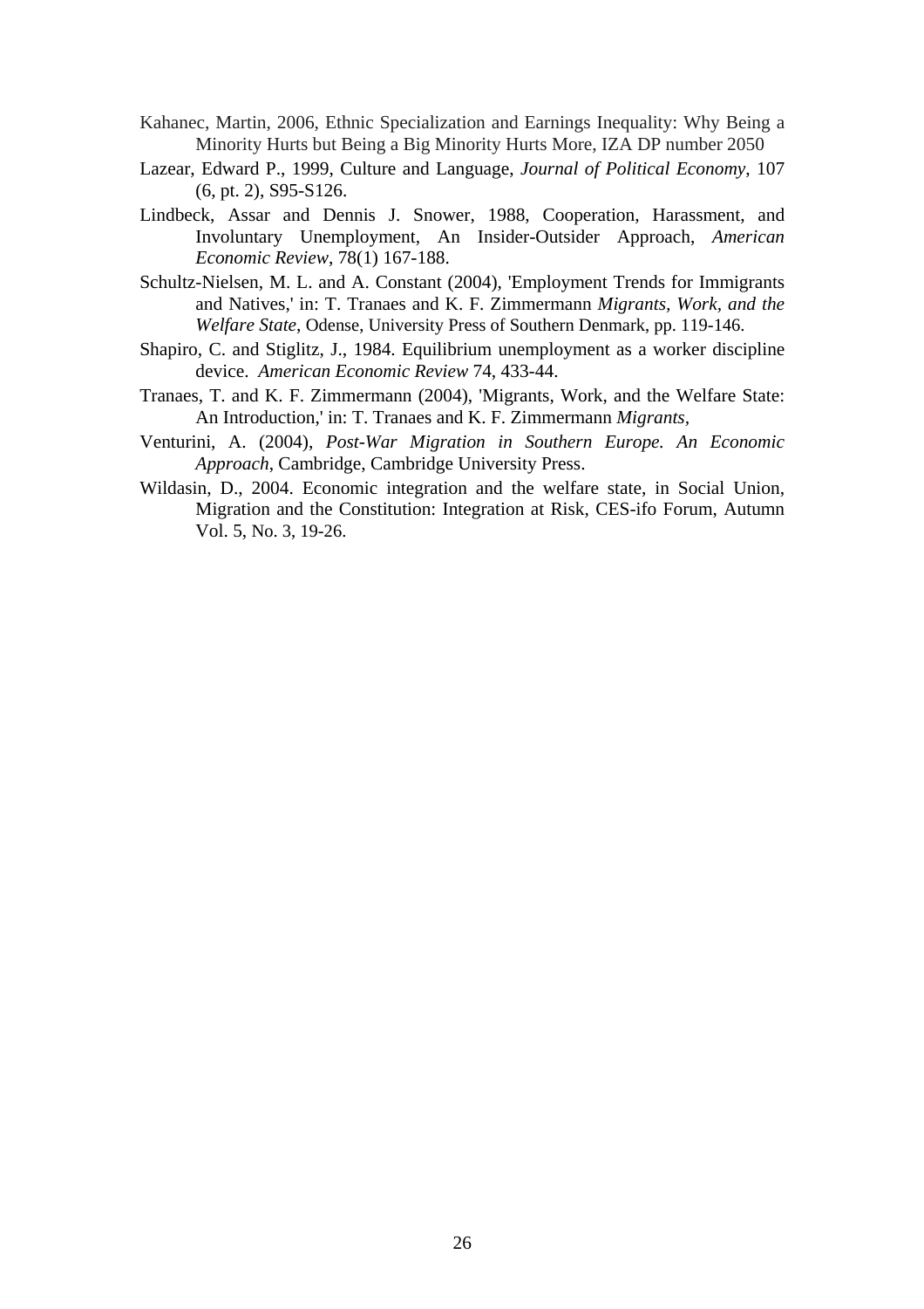Kahanec, Martin, 2006, Ethnic Specialization and Earnings Inequality: Why Being a Minority Hurts but Being a Big Minority Hurts More, IZA DP number 2050

Lazear, Edward P., 1999, Culture and Language, *Journal of Political Economy*, 107 (6, pt. 2), S95-S126.

Lindbeck, Assar and Dennis J. Snower, 1988, Cooperation, Harassment, and Involuntary Unemployment, An Insider-Outsider Approach, *American Economic Review*, 78(1) 167-188.

Schultz-Nielsen, M. L. and A. Constant (2004), 'Employment Trends for Immigrants and Natives,' in: T. Tranaes and K. F. Zimmermann *Migrants, Work, and the Welfare State*, Odense, University Press of Southern Denmark, pp. 119-146.

Shapiro, C. and Stiglitz, J., 1984. Equilibrium unemployment as a worker discipline device. *American Economic Review* 74, 433-44.

Tranaes, T. and K. F. Zimmermann (2004), 'Migrants, Work, and the Welfare State: An Introduction,' in: T. Tranaes and K. F. Zimmermann *Migrants,*

Venturini, A. (2004), *Post-War Migration in Southern Europe. An Economic Approach*, Cambridge, Cambridge University Press.

Wildasin, D., 2004. Economic integration and the welfare state, in Social Union, Migration and the Constitution: Integration at Risk, CES-ifo Forum, Autumn Vol. 5, No. 3, 19-26.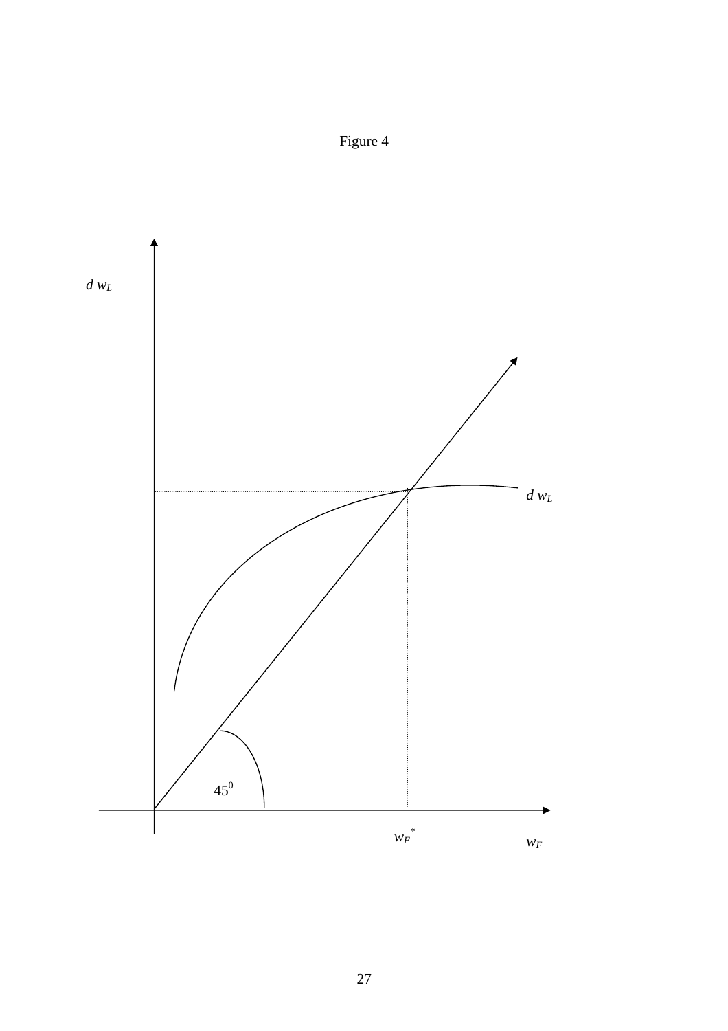Figure 4

$d\ w_L$

$d\ w_L$

$45^0$

$w_F^*$

$w_F$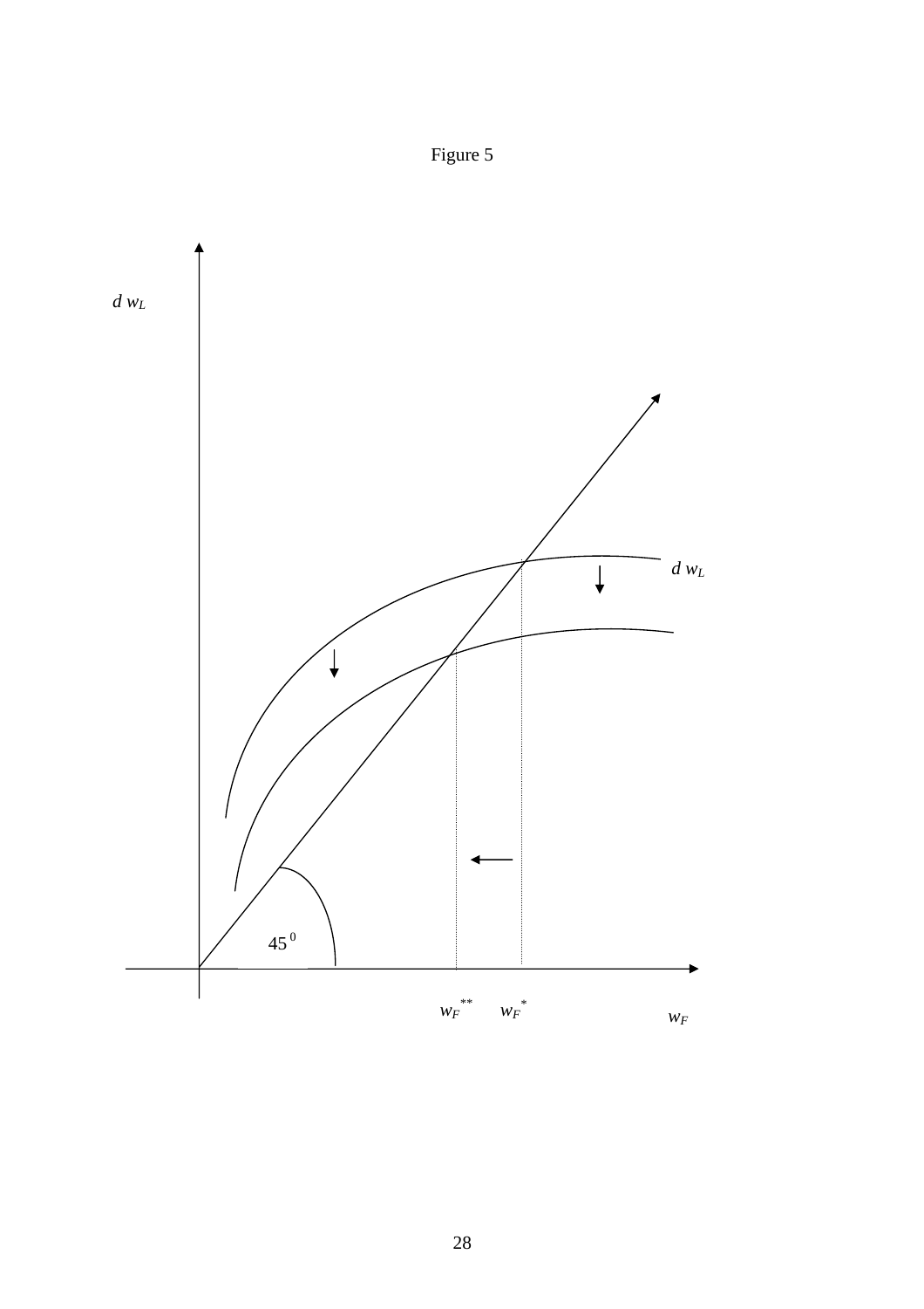Figure 5

$d\,w_L$

$d\,w_L$

$45^0$

$w_F^{**}$ $w_F^{*}$

$w_F$